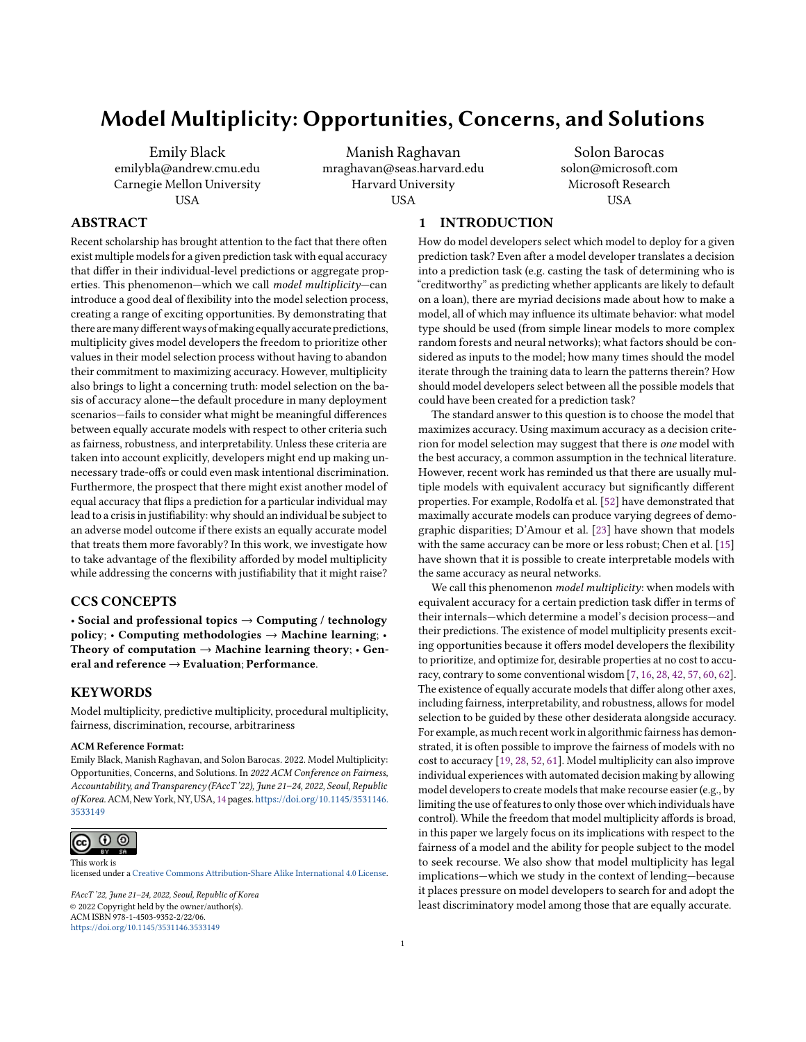# Model Multiplicity: Opportunities, Concerns, and Solutions

Emily Black
emilybla@andrew.cmu.edu
Carnegie Mellon University
USA

Manish Raghavan
mraghavan@seas.harvard.edu
Harvard University
USA

Solon Barocas
solon@microsoft.com
Microsoft Research
USA

## ABSTRACT

Recent scholarship has brought attention to the fact that there often exist multiple models for a given prediction task with equal accuracy that differ in their individual-level predictions or aggregate properties. This phenomenon—which we call *model multiplicity*—can introduce a good deal of flexibility into the model selection process, creating a range of exciting opportunities. By demonstrating that there are many different ways of making equally accurate predictions, multiplicity gives model developers the freedom to prioritize other values in their model selection process without having to abandon their commitment to maximizing accuracy. However, multiplicity also brings to light a concerning truth: model selection on the basis of accuracy alone—the default procedure in many deployment scenarios—fails to consider what might be meaningful differences between equally accurate models with respect to other criteria such as fairness, robustness, and interpretability. Unless these criteria are taken into account explicitly, developers might end up making unnecessary trade-offs or could even mask intentional discrimination. Furthermore, the prospect that there might exist another model of equal accuracy that flips a prediction for a particular individual may lead to a crisis in justifiability: why should an individual be subject to an adverse model outcome if there exists an equally accurate model that treats them more favorably? In this work, we investigate how to take advantage of the flexibility afforded by model multiplicity while addressing the concerns with justifiability that it might raise?

## CCS CONCEPTS

• **Social and professional topics** → **Computing / technology policy**; • **Computing methodologies** → **Machine learning**; • **Theory of computation** → **Machine learning theory**; • **General and reference** → **Evaluation**; **Performance**.

## KEYWORDS

Model multiplicity, predictive multiplicity, procedural multiplicity, fairness, discrimination, recourse, arbitrariness

**ACM Reference Format:**

Emily Black, Manish Raghavan, and Solon Barocas. 2022. Model Multiplicity: Opportunities, Concerns, and Solutions. In *2022 ACM Conference on Fairness, Accountability, and Transparency (FAccT '22), June 21–24, 2022, Seoul, Republic of Korea.* ACM, New York, NY, USA, 14 pages. https://doi.org/10.1145/3531146.3533149

This work is licensed under a Creative Commons Attribution-Share Alike International 4.0 License.

*FAccT '22, June 21–24, 2022, Seoul, Republic of Korea*
© 2022 Copyright held by the owner/author(s).
ACM ISBN 978-1-4503-9352-2/22/06.
https://doi.org/10.1145/3531146.3533149

## 1 INTRODUCTION

How do model developers select which model to deploy for a given prediction task? Even after a model developer translates a decision into a prediction task (e.g. casting the task of determining who is "creditworthy" as predicting whether applicants are likely to default on a loan), there are myriad decisions made about how to make a model, all of which may influence its ultimate behavior: what model type should be used (from simple linear models to more complex random forests and neural networks); what factors should be considered as inputs to the model; how many times should the model iterate through the training data to learn the patterns therein? How should model developers select between all the possible models that could have been created for a prediction task?

The standard answer to this question is to choose the model that maximizes accuracy. Using maximum accuracy as a decision criterion for model selection may suggest that there is *one* model with the best accuracy, a common assumption in the technical literature. However, recent work has reminded us that there are usually multiple models with equivalent accuracy but significantly different properties. For example, Rodolfa et al. [52] have demonstrated that maximally accurate models can produce varying degrees of demographic disparities; D'Amour et al. [23] have shown that models with the same accuracy can be more or less robust; Chen et al. [15] have shown that it is possible to create interpretable models with the same accuracy as neural networks.

We call this phenomenon *model multiplicity*: when models with equivalent accuracy for a certain prediction task differ in terms of their internals—which determine a model's decision process—and their predictions. The existence of model multiplicity presents exciting opportunities because it offers model developers the flexibility to prioritize, and optimize for, desirable properties at no cost to accuracy, contrary to some conventional wisdom [7, 16, 28, 42, 57, 60, 62]. The existence of equally accurate models that differ along other axes, including fairness, interpretability, and robustness, allows for model selection to be guided by these other desiderata alongside accuracy. For example, as much recent work in algorithmic fairness has demonstrated, it is often possible to improve the fairness of models with no cost to accuracy [19, 28, 52, 61]. Model multiplicity can also improve individual experiences with automated decision making by allowing model developers to create models that make recourse easier (e.g., by limiting the use of features to only those over which individuals have control). While the freedom that model multiplicity affords is broad, in this paper we largely focus on its implications with respect to the fairness of a model and the ability for people subject to the model to seek recourse. We also show that model multiplicity has legal implications—which we study in the context of lending—because it places pressure on model developers to search for and adopt the least discriminatory model among those that are equally accurate.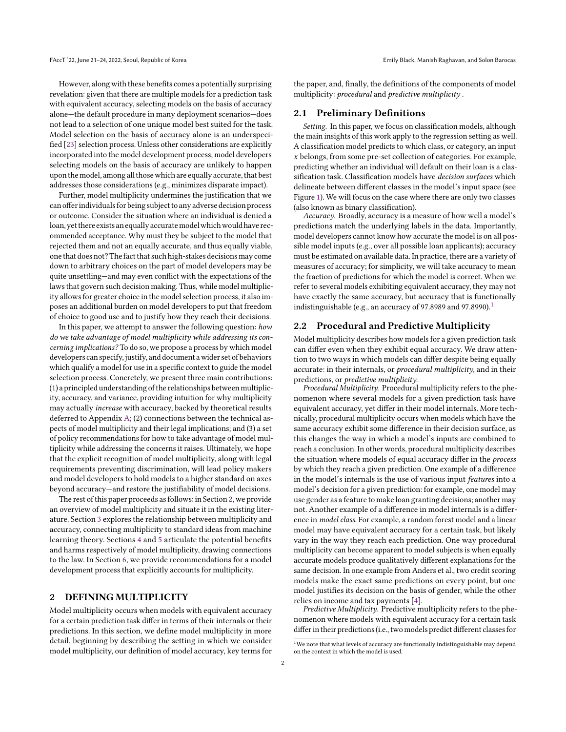However, along with these benefits comes a potentially surprising revelation: given that there are multiple models for a prediction task with equivalent accuracy, selecting models on the basis of accuracy alone—the default procedure in many deployment scenarios—does not lead to a selection of one unique model best suited for the task. Model selection on the basis of accuracy alone is an underspecified [23] selection process. Unless other considerations are explicitly incorporated into the model development process, model developers selecting models on the basis of accuracy are unlikely to happen upon the model, among all those which are equally accurate, that best addresses those considerations (e.g., minimizes disparate impact).

Further, model multiplicity undermines the justification that we can offer individuals for being subject to any adverse decision process or outcome. Consider the situation where an individual is denied a loan, yet there exists an equally accurate model which would have recommended acceptance. Why must they be subject to the model that rejected them and not an equally accurate, and thus equally viable, one that does not? The fact that such high-stakes decisions may come down to arbitrary choices on the part of model developers may be quite unsettling—and may even conflict with the expectations of the laws that govern such decision making. Thus, while model multiplicity allows for greater choice in the model selection process, it also imposes an additional burden on model developers to put that freedom of choice to good use and to justify how they reach their decisions.

In this paper, we attempt to answer the following question: *how do we take advantage of model multiplicity while addressing its concerning implications?* To do so, we propose a process by which model developers can specify, justify, and document a wider set of behaviors which qualify a model for use in a specific context to guide the model selection process. Concretely, we present three main contributions: (1) a principled understanding of the relationships between multiplicity, accuracy, and variance, providing intuition for why multiplicity may actually *increase* with accuracy, backed by theoretical results deferred to Appendix A; (2) connections between the technical aspects of model multiplicity and their legal implications; and (3) a set of policy recommendations for how to take advantage of model multiplicity while addressing the concerns it raises. Ultimately, we hope that the explicit recognition of model multiplicity, along with legal requirements preventing discrimination, will lead policy makers and model developers to hold models to a higher standard on axes beyond accuracy—and restore the justifiability of model decisions.

The rest of this paper proceeds as follows: in Section 2, we provide an overview of model multiplicity and situate it in the existing literature. Section 3 explores the relationship between multiplicity and accuracy, connecting multiplicity to standard ideas from machine learning theory. Sections 4 and 5 articulate the potential benefits and harms respectively of model multiplicity, drawing connections to the law. In Section 6, we provide recommendations for a model development process that explicitly accounts for multiplicity.

## 2 DEFINING MULTIPLICITY

Model multiplicity occurs when models with equivalent accuracy for a certain prediction task differ in terms of their internals or their predictions. In this section, we define model multiplicity in more detail, beginning by describing the setting in which we consider model multiplicity, our definition of model accuracy, key terms for the paper, and, finally, the definitions of the components of model multiplicity: *procedural* and *predictive multiplicity* .

### 2.1 Preliminary Definitions

*Setting.* In this paper, we focus on classification models, although the main insights of this work apply to the regression setting as well. A classification model predicts to which class, or category, an input $x$ belongs, from some pre-set collection of categories. For example, predicting whether an individual will default on their loan is a classification task. Classification models have *decision surfaces* which delineate between different classes in the model's input space (see Figure 1). We will focus on the case where there are only two classes (also known as binary classification).

*Accuracy.* Broadly, accuracy is a measure of how well a model's predictions match the underlying labels in the data. Importantly, model developers cannot know how accurate the model is on all possible model inputs (e.g., over all possible loan applicants); accuracy must be estimated on available data. In practice, there are a variety of measures of accuracy; for simplicity, we will take accuracy to mean the fraction of predictions for which the model is correct. When we refer to several models exhibiting equivalent accuracy, they may not have exactly the same accuracy, but accuracy that is functionally indistinguishable (e.g., an accuracy of 97.8989 and 97.8990).[1]

### 2.2 Procedural and Predictive Multiplicity

Model multiplicity describes how models for a given prediction task can differ even when they exhibit equal accuracy. We draw attention to two ways in which models can differ despite being equally accurate: in their internals, or *procedural multiplicity,* and in their predictions, or *predictive multiplicity*.

*Procedural Multiplicity.* Procedural multiplicity refers to the phenomenon where several models for a given prediction task have equivalent accuracy, yet differ in their model internals. More technically, procedural multiplicity occurs when models which have the same accuracy exhibit some difference in their decision surface, as this changes the way in which a model's inputs are combined to reach a conclusion. In other words, procedural multiplicity describes the situation where models of equal accuracy differ in the *process* by which they reach a given prediction. One example of a difference in the model's internals is the use of various input *features* into a model's decision for a given prediction: for example, one model may use gender as a feature to make loan granting decisions; another may not. Another example of a difference in model internals is a difference in *model class*. For example, a random forest model and a linear model may have equivalent accuracy for a certain task, but likely vary in the way they reach each prediction. One way procedural multiplicity can become apparent to model subjects is when equally accurate models produce qualitatively different explanations for the same decision. In one example from Anders et al., two credit scoring models make the exact same predictions on every point, but one model justifies its decision on the basis of gender, while the other relies on income and tax payments [4].

*Predictive Multiplicity.* Predictive multiplicity refers to the phenomenon where models with equivalent accuracy for a certain task differ in their predictions (i.e., two models predict different classes for

[1] We note that what levels of accuracy are functionally indistinguishable may depend on the context in which the model is used.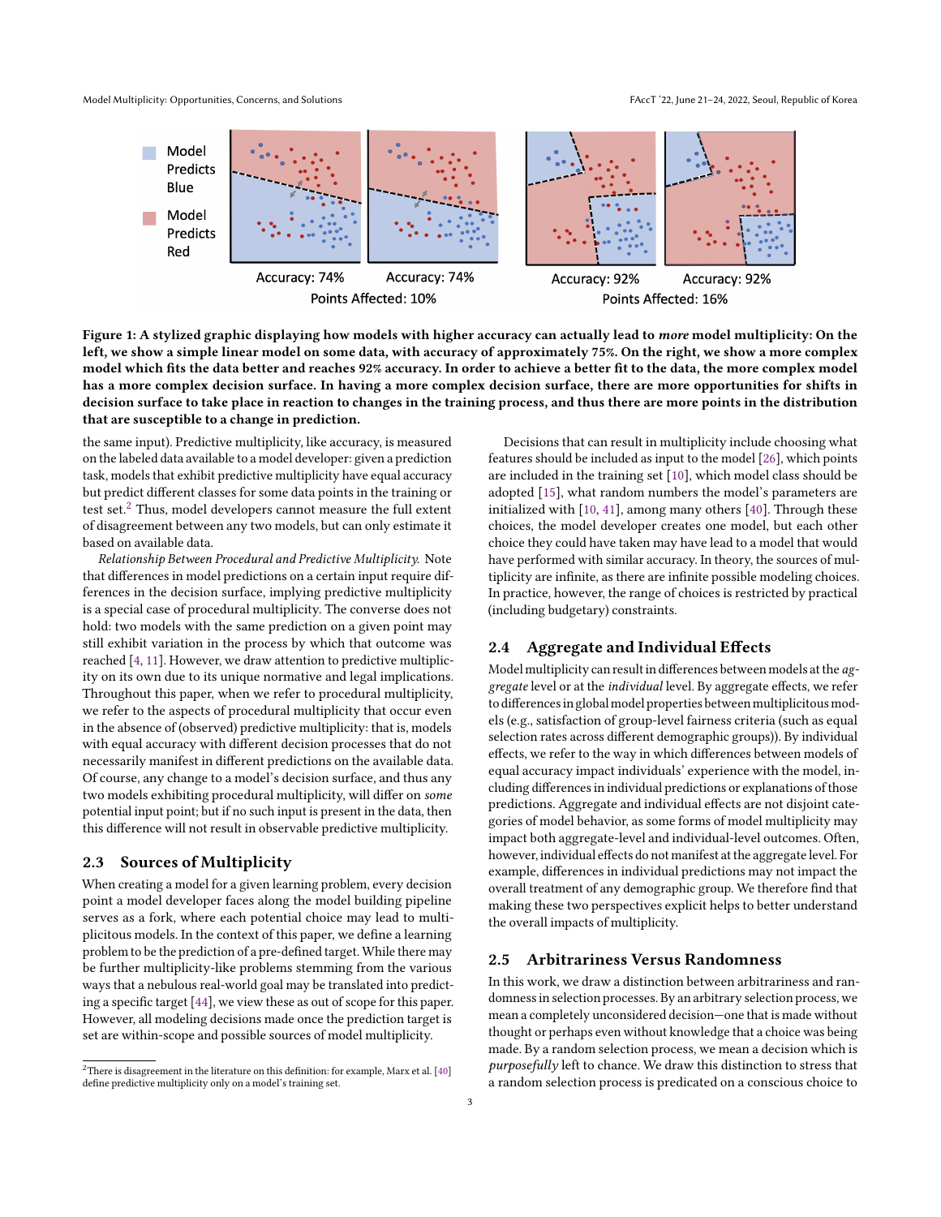**Figure 1: A stylized graphic displaying how models with higher accuracy can actually lead to *more* model multiplicity: On the left, we show a simple linear model on some data, with accuracy of approximately 75%. On the right, we show a more complex model which fits the data better and reaches 92% accuracy. In order to achieve a better fit to the data, the more complex model has a more complex decision surface. In having a more complex decision surface, there are more opportunities for shifts in decision surface to take place in reaction to changes in the training process, and thus there are more points in the distribution that are susceptible to a change in prediction.**

the same input). Predictive multiplicity, like accuracy, is measured on the labeled data available to a model developer: given a prediction task, models that exhibit predictive multiplicity have equal accuracy but predict different classes for some data points in the training or test set.[2] Thus, model developers cannot measure the full extent of disagreement between any two models, but can only estimate it based on available data.

*Relationship Between Procedural and Predictive Multiplicity.* Note that differences in model predictions on a certain input require differences in the decision surface, implying predictive multiplicity is a special case of procedural multiplicity. The converse does not hold: two models with the same prediction on a given point may still exhibit variation in the process by which that outcome was reached [4, 11]. However, we draw attention to predictive multiplicity on its own due to its unique normative and legal implications. Throughout this paper, when we refer to procedural multiplicity, we refer to the aspects of procedural multiplicity that occur even in the absence of (observed) predictive multiplicity: that is, models with equal accuracy with different decision processes that do not necessarily manifest in different predictions on the available data. Of course, any change to a model's decision surface, and thus any two models exhibiting procedural multiplicity, will differ on *some* potential input point; but if no such input is present in the data, then this difference will not result in observable predictive multiplicity.

## 2.3 Sources of Multiplicity

When creating a model for a given learning problem, every decision point a model developer faces along the model building pipeline serves as a fork, where each potential choice may lead to multiplicitous models. In the context of this paper, we define a learning problem to be the prediction of a pre-defined target. While there may be further multiplicity-like problems stemming from the various ways that a nebulous real-world goal may be translated into predicting a specific target [44], we view these as out of scope for this paper. However, all modeling decisions made once the prediction target is set are within-scope and possible sources of model multiplicity.

Decisions that can result in multiplicity include choosing what features should be included as input to the model [26], which points are included in the training set [10], which model class should be adopted [15], what random numbers the model's parameters are initialized with [10, 41], among many others [40]. Through these choices, the model developer creates one model, but each other choice they could have taken may have lead to a model that would have performed with similar accuracy. In theory, the sources of multiplicity are infinite, as there are infinite possible modeling choices. In practice, however, the range of choices is restricted by practical (including budgetary) constraints.

## 2.4 Aggregate and Individual Effects

Model multiplicity can result in differences between models at the *aggregate* level or at the *individual* level. By aggregate effects, we refer to differences in global model properties between multiplicitous models (e.g., satisfaction of group-level fairness criteria (such as equal selection rates across different demographic groups)). By individual effects, we refer to the way in which differences between models of equal accuracy impact individuals' experience with the model, including differences in individual predictions or explanations of those predictions. Aggregate and individual effects are not disjoint categories of model behavior, as some forms of model multiplicity may impact both aggregate-level and individual-level outcomes. Often, however, individual effects do not manifest at the aggregate level. For example, differences in individual predictions may not impact the overall treatment of any demographic group. We therefore find that making these two perspectives explicit helps to better understand the overall impacts of multiplicity.

## 2.5 Arbitrariness Versus Randomness

In this work, we draw a distinction between arbitrariness and randomness in selection processes. By an arbitrary selection process, we mean a completely unconsidered decision—one that is made without thought or perhaps even without knowledge that a choice was being made. By a random selection process, we mean a decision which is *purposefully* left to chance. We draw this distinction to stress that a random selection process is predicated on a conscious choice to

[2] There is disagreement in the literature on this definition: for example, Marx et al. [40] define predictive multiplicity only on a model's training set.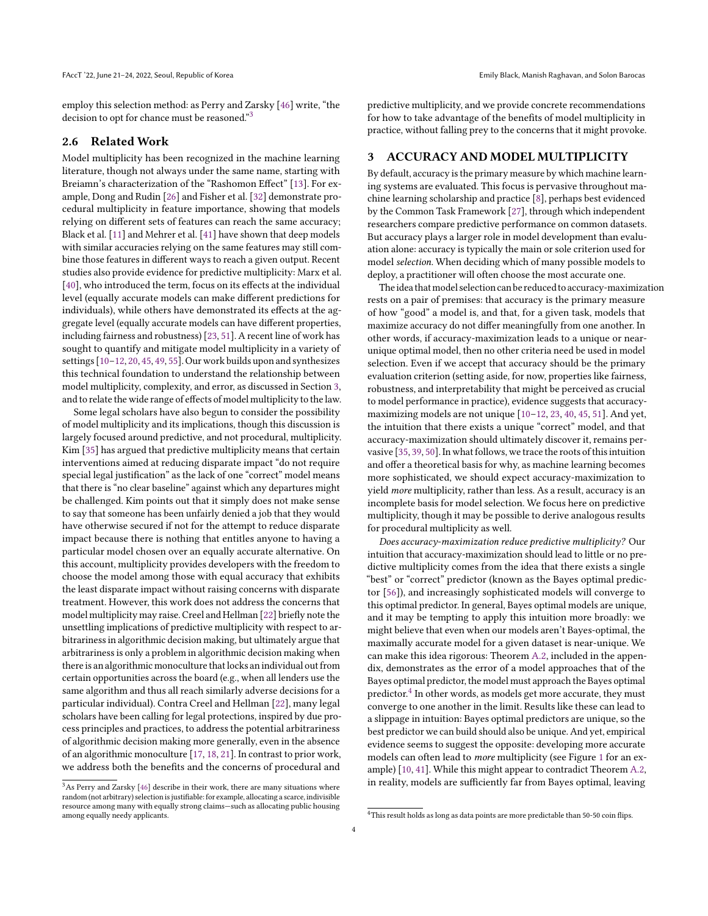employ this selection method: as Perry and Zarsky [46] write, "the decision to opt for chance must be reasoned."[3]

### 2.6 Related Work

Model multiplicity has been recognized in the machine learning literature, though not always under the same name, starting with Breiamn's characterization of the "Rashomon Effect" [13]. For example, Dong and Rudin [26] and Fisher et al. [32] demonstrate procedural multiplicity in feature importance, showing that models relying on different sets of features can reach the same accuracy; Black et al. [11] and Mehrer et al. [41] have shown that deep models with similar accuracies relying on the same features may still combine those features in different ways to reach a given output. Recent studies also provide evidence for predictive multiplicity: Marx et al. [40], who introduced the term, focus on its effects at the individual level (equally accurate models can make different predictions for individuals), while others have demonstrated its effects at the aggregate level (equally accurate models can have different properties, including fairness and robustness) [23, 51]. A recent line of work has sought to quantify and mitigate model multiplicity in a variety of settings [10–12, 20, 45, 49, 55]. Our work builds upon and synthesizes this technical foundation to understand the relationship between model multiplicity, complexity, and error, as discussed in Section 3, and to relate the wide range of effects of model multiplicity to the law.

Some legal scholars have also begun to consider the possibility of model multiplicity and its implications, though this discussion is largely focused around predictive, and not procedural, multiplicity. Kim [35] has argued that predictive multiplicity means that certain interventions aimed at reducing disparate impact "do not require special legal justification" as the lack of one "correct" model means that there is "no clear baseline" against which any departures might be challenged. Kim points out that it simply does not make sense to say that someone has been unfairly denied a job that they would have otherwise secured if not for the attempt to reduce disparate impact because there is nothing that entitles anyone to having a particular model chosen over an equally accurate alternative. On this account, multiplicity provides developers with the freedom to choose the model among those with equal accuracy that exhibits the least disparate impact without raising concerns with disparate treatment. However, this work does not address the concerns that model multiplicity may raise. Creel and Hellman [22] briefly note the unsettling implications of predictive multiplicity with respect to arbitrariness in algorithmic decision making, but ultimately argue that arbitrariness is only a problem in algorithmic decision making when there is an algorithmic monoculture that locks an individual out from certain opportunities across the board (e.g., when all lenders use the same algorithm and thus all reach similarly adverse decisions for a particular individual). Contra Creel and Hellman [22], many legal scholars have been calling for legal protections, inspired by due process principles and practices, to address the potential arbitrariness of algorithmic decision making more generally, even in the absence of an algorithmic monoculture [17, 18, 21]. In contrast to prior work, we address both the benefits and the concerns of procedural and predictive multiplicity, and we provide concrete recommendations for how to take advantage of the benefits of model multiplicity in practice, without falling prey to the concerns that it might provoke.

## 3 ACCURACY AND MODEL MULTIPLICITY

By default, accuracy is the primary measure by which machine learning systems are evaluated. This focus is pervasive throughout machine learning scholarship and practice [8], perhaps best evidenced by the Common Task Framework [27], through which independent researchers compare predictive performance on common datasets. But accuracy plays a larger role in model development than evaluation alone: accuracy is typically the main or sole criterion used for model *selection*. When deciding which of many possible models to deploy, a practitioner will often choose the most accurate one.

The idea that model selection can be reduced to accuracy-maximization rests on a pair of premises: that accuracy is the primary measure of how "good" a model is, and that, for a given task, models that maximize accuracy do not differ meaningfully from one another. In other words, if accuracy-maximization leads to a unique or near-unique optimal model, then no other criteria need be used in model selection. Even if we accept that accuracy should be the primary evaluation criterion (setting aside, for now, properties like fairness, robustness, and interpretability that might be perceived as crucial to model performance in practice), evidence suggests that accuracy-maximizing models are not unique [10–12, 23, 40, 45, 51]. And yet, the intuition that there exists a unique "correct" model, and that accuracy-maximization should ultimately discover it, remains pervasive [35, 39, 50]. In what follows, we trace the roots of this intuition and offer a theoretical basis for why, as machine learning becomes more sophisticated, we should expect accuracy-maximization to yield *more* multiplicity, rather than less. As a result, accuracy is an incomplete basis for model selection. We focus here on predictive multiplicity, though it may be possible to derive analogous results for procedural multiplicity as well.

*Does accuracy-maximization reduce predictive multiplicity?* Our intuition that accuracy-maximization should lead to little or no predictive multiplicity comes from the idea that there exists a single "best" or "correct" predictor (known as the Bayes optimal predictor [56]), and increasingly sophisticated models will converge to this optimal predictor. In general, Bayes optimal models are unique, and it may be tempting to apply this intuition more broadly: we might believe that even when our models aren't Bayes-optimal, the maximally accurate model for a given dataset is near-unique. We can make this idea rigorous: Theorem A.2, included in the appendix, demonstrates as the error of a model approaches that of the Bayes optimal predictor, the model must approach the Bayes optimal predictor.[4] In other words, as models get more accurate, they must converge to one another in the limit. Results like these can lead to a slippage in intuition: Bayes optimal predictors are unique, so the best predictor we can build should also be unique. And yet, empirical evidence seems to suggest the opposite: developing more accurate models can often lead to *more* multiplicity (see Figure 1 for an example) [10, 41]. While this might appear to contradict Theorem A.2, in reality, models are sufficiently far from Bayes optimal, leaving

[3] As Perry and Zarsky [46] describe in their work, there are many situations where random (not arbitrary) selection is justifiable: for example, allocating a scarce, indivisible resource among many with equally strong claims—such as allocating public housing among equally needy applicants.

[4] This result holds as long as data points are more predictable than 50-50 coin flips.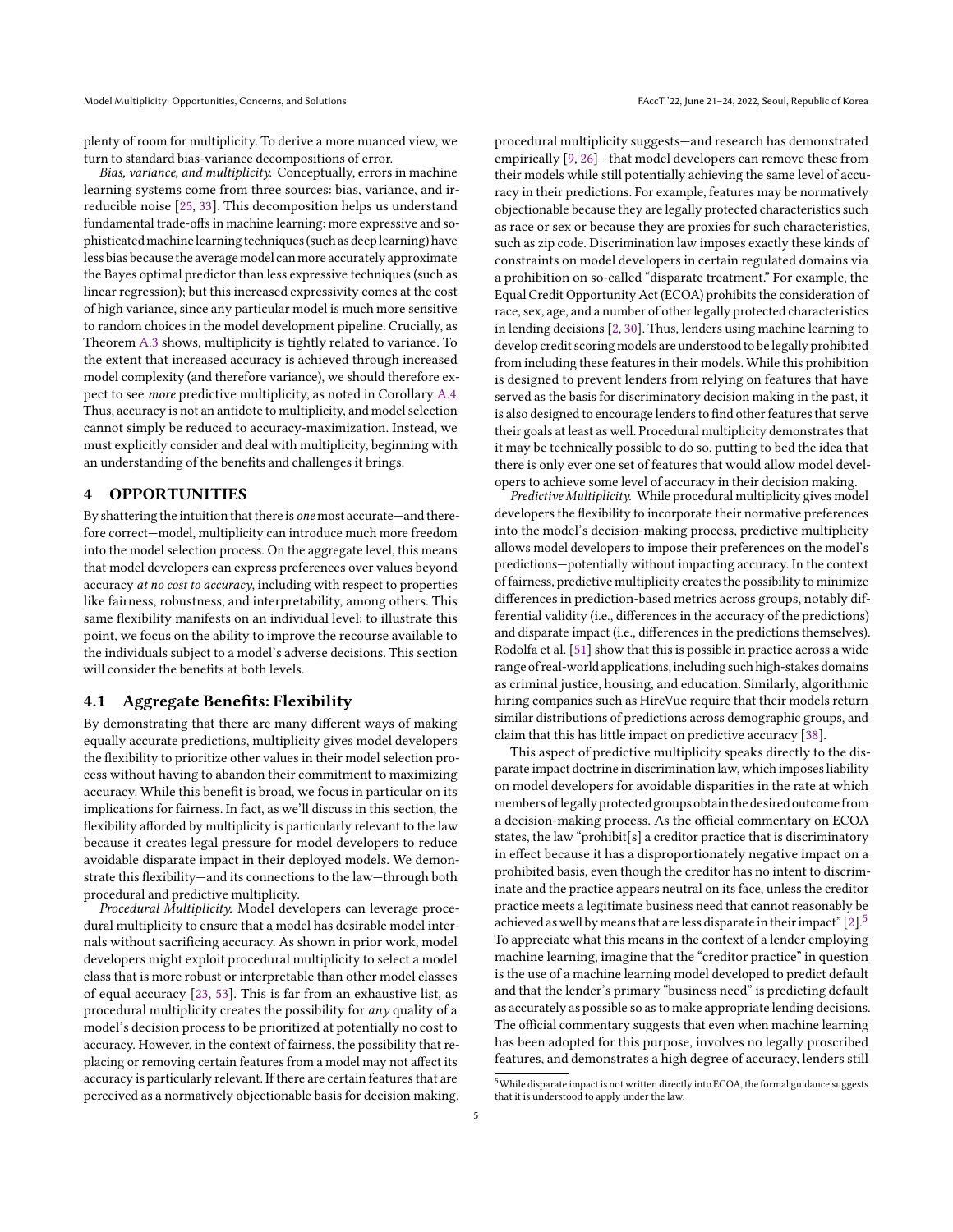plenty of room for multiplicity. To derive a more nuanced view, we turn to standard bias-variance decompositions of error.

*Bias, variance, and multiplicity.* Conceptually, errors in machine learning systems come from three sources: bias, variance, and irreducible noise [25, 33]. This decomposition helps us understand fundamental trade-offs in machine learning: more expressive and sophisticated machine learning techniques (such as deep learning) have less bias because the average model can more accurately approximate the Bayes optimal predictor than less expressive techniques (such as linear regression); but this increased expressivity comes at the cost of high variance, since any particular model is much more sensitive to random choices in the model development pipeline. Crucially, as Theorem A.3 shows, multiplicity is tightly related to variance. To the extent that increased accuracy is achieved through increased model complexity (and therefore variance), we should therefore expect to see *more* predictive multiplicity, as noted in Corollary A.4. Thus, accuracy is not an antidote to multiplicity, and model selection cannot simply be reduced to accuracy-maximization. Instead, we must explicitly consider and deal with multiplicity, beginning with an understanding of the benefits and challenges it brings.

# 4 OPPORTUNITIES

By shattering the intuition that there is *one* most accurate—and therefore correct—model, multiplicity can introduce much more freedom into the model selection process. On the aggregate level, this means that model developers can express preferences over values beyond accuracy *at no cost to accuracy*, including with respect to properties like fairness, robustness, and interpretability, among others. This same flexibility manifests on an individual level: to illustrate this point, we focus on the ability to improve the recourse available to the individuals subject to a model's adverse decisions. This section will consider the benefits at both levels.

## 4.1 Aggregate Benefits: Flexibility

By demonstrating that there are many different ways of making equally accurate predictions, multiplicity gives model developers the flexibility to prioritize other values in their model selection process without having to abandon their commitment to maximizing accuracy. While this benefit is broad, we focus in particular on its implications for fairness. In fact, as we'll discuss in this section, the flexibility afforded by multiplicity is particularly relevant to the law because it creates legal pressure for model developers to reduce avoidable disparate impact in their deployed models. We demonstrate this flexibility—and its connections to the law—through both procedural and predictive multiplicity.

*Procedural Multiplicity.* Model developers can leverage procedural multiplicity to ensure that a model has desirable model internals without sacrificing accuracy. As shown in prior work, model developers might exploit procedural multiplicity to select a model class that is more robust or interpretable than other model classes of equal accuracy [23, 53]. This is far from an exhaustive list, as procedural multiplicity creates the possibility for *any* quality of a model's decision process to be prioritized at potentially no cost to accuracy. However, in the context of fairness, the possibility that replacing or removing certain features from a model may not affect its accuracy is particularly relevant. If there are certain features that are perceived as a normatively objectionable basis for decision making, procedural multiplicity suggests—and research has demonstrated empirically [9, 26]—that model developers can remove these from their models while still potentially achieving the same level of accuracy in their predictions. For example, features may be normatively objectionable because they are legally protected characteristics such as race or sex or because they are proxies for such characteristics, such as zip code. Discrimination law imposes exactly these kinds of constraints on model developers in certain regulated domains via a prohibition on so-called "disparate treatment." For example, the Equal Credit Opportunity Act (ECOA) prohibits the consideration of race, sex, age, and a number of other legally protected characteristics in lending decisions [2, 30]. Thus, lenders using machine learning to develop credit scoring models are understood to be legally prohibited from including these features in their models. While this prohibition is designed to prevent lenders from relying on features that have served as the basis for discriminatory decision making in the past, it is also designed to encourage lenders to find other features that serve their goals at least as well. Procedural multiplicity demonstrates that it may be technically possible to do so, putting to bed the idea that there is only ever one set of features that would allow model developers to achieve some level of accuracy in their decision making.

*Predictive Multiplicity.* While procedural multiplicity gives model developers the flexibility to incorporate their normative preferences into the model's decision-making process, predictive multiplicity allows model developers to impose their preferences on the model's predictions—potentially without impacting accuracy. In the context of fairness, predictive multiplicity creates the possibility to minimize differences in prediction-based metrics across groups, notably differential validity (i.e., differences in the accuracy of the predictions) and disparate impact (i.e., differences in the predictions themselves). Rodolfa et al. [51] show that this is possible in practice across a wide range of real-world applications, including such high-stakes domains as criminal justice, housing, and education. Similarly, algorithmic hiring companies such as HireVue require that their models return similar distributions of predictions across demographic groups, and claim that this has little impact on predictive accuracy [38].

This aspect of predictive multiplicity speaks directly to the disparate impact doctrine in discrimination law, which imposes liability on model developers for avoidable disparities in the rate at which members of legally protected groups obtain the desired outcome from a decision-making process. As the official commentary on ECOA states, the law "prohibit[s] a creditor practice that is discriminatory in effect because it has a disproportionately negative impact on a prohibited basis, even though the creditor has no intent to discriminate and the practice appears neutral on its face, unless the creditor practice meets a legitimate business need that cannot reasonably be achieved as well by means that are less disparate in their impact" [2].[5] To appreciate what this means in the context of a lender employing machine learning, imagine that the "creditor practice" in question is the use of a machine learning model developed to predict default and that the lender's primary "business need" is predicting default as accurately as possible so as to make appropriate lending decisions. The official commentary suggests that even when machine learning has been adopted for this purpose, involves no legally proscribed features, and demonstrates a high degree of accuracy, lenders still

[5] While disparate impact is not written directly into ECOA, the formal guidance suggests that it is understood to apply under the law.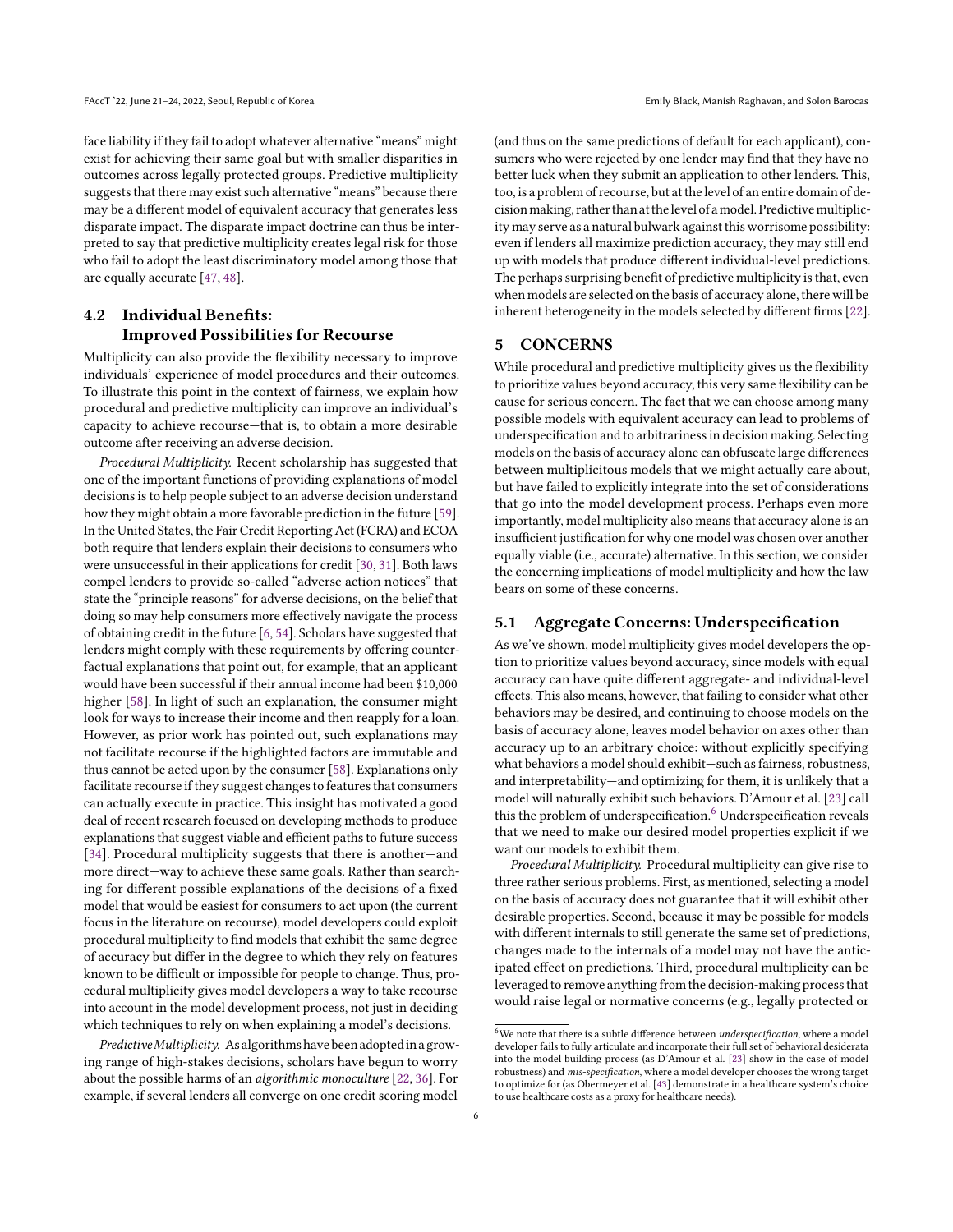face liability if they fail to adopt whatever alternative "means" might exist for achieving their same goal but with smaller disparities in outcomes across legally protected groups. Predictive multiplicity suggests that there may exist such alternative "means" because there may be a different model of equivalent accuracy that generates less disparate impact. The disparate impact doctrine can thus be interpreted to say that predictive multiplicity creates legal risk for those who fail to adopt the least discriminatory model among those that are equally accurate [47, 48].

## 4.2 Individual Benefits: Improved Possibilities for Recourse

Multiplicity can also provide the flexibility necessary to improve individuals' experience of model procedures and their outcomes. To illustrate this point in the context of fairness, we explain how procedural and predictive multiplicity can improve an individual's capacity to achieve recourse—that is, to obtain a more desirable outcome after receiving an adverse decision.

*Procedural Multiplicity.* Recent scholarship has suggested that one of the important functions of providing explanations of model decisions is to help people subject to an adverse decision understand how they might obtain a more favorable prediction in the future [59]. In the United States, the Fair Credit Reporting Act (FCRA) and ECOA both require that lenders explain their decisions to consumers who were unsuccessful in their applications for credit [30, 31]. Both laws compel lenders to provide so-called "adverse action notices" that state the "principle reasons" for adverse decisions, on the belief that doing so may help consumers more effectively navigate the process of obtaining credit in the future [6, 54]. Scholars have suggested that lenders might comply with these requirements by offering counterfactual explanations that point out, for example, that an applicant would have been successful if their annual income had been \$10,000 higher [58]. In light of such an explanation, the consumer might look for ways to increase their income and then reapply for a loan. However, as prior work has pointed out, such explanations may not facilitate recourse if the highlighted factors are immutable and thus cannot be acted upon by the consumer [58]. Explanations only facilitate recourse if they suggest changes to features that consumers can actually execute in practice. This insight has motivated a good deal of recent research focused on developing methods to produce explanations that suggest viable and efficient paths to future success [34]. Procedural multiplicity suggests that there is another—and more direct—way to achieve these same goals. Rather than searching for different possible explanations of the decisions of a fixed model that would be easiest for consumers to act upon (the current focus in the literature on recourse), model developers could exploit procedural multiplicity to find models that exhibit the same degree of accuracy but differ in the degree to which they rely on features known to be difficult or impossible for people to change. Thus, procedural multiplicity gives model developers a way to take recourse into account in the model development process, not just in deciding which techniques to rely on when explaining a model's decisions.

*Predictive Multiplicity.* As algorithms have been adopted in a growing range of high-stakes decisions, scholars have begun to worry about the possible harms of an *algorithmic monoculture* [22, 36]. For example, if several lenders all converge on one credit scoring model (and thus on the same predictions of default for each applicant), consumers who were rejected by one lender may find that they have no better luck when they submit an application to other lenders. This, too, is a problem of recourse, but at the level of an entire domain of decision making, rather than at the level of a model. Predictive multiplicity may serve as a natural bulwark against this worrisome possibility: even if lenders all maximize prediction accuracy, they may still end up with models that produce different individual-level predictions. The perhaps surprising benefit of predictive multiplicity is that, even when models are selected on the basis of accuracy alone, there will be inherent heterogeneity in the models selected by different firms [22].

# 5 CONCERNS

While procedural and predictive multiplicity gives us the flexibility to prioritize values beyond accuracy, this very same flexibility can be cause for serious concern. The fact that we can choose among many possible models with equivalent accuracy can lead to problems of underspecification and to arbitrariness in decision making. Selecting models on the basis of accuracy alone can obfuscate large differences between multiplicitous models that we might actually care about, but have failed to explicitly integrate into the set of considerations that go into the model development process. Perhaps even more importantly, model multiplicity also means that accuracy alone is an insufficient justification for why one model was chosen over another equally viable (i.e., accurate) alternative. In this section, we consider the concerning implications of model multiplicity and how the law bears on some of these concerns.

## 5.1 Aggregate Concerns: Underspecification

As we've shown, model multiplicity gives model developers the option to prioritize values beyond accuracy, since models with equal accuracy can have quite different aggregate- and individual-level effects. This also means, however, that failing to consider what other behaviors may be desired, and continuing to choose models on the basis of accuracy alone, leaves model behavior on axes other than accuracy up to an arbitrary choice: without explicitly specifying what behaviors a model should exhibit—such as fairness, robustness, and interpretability—and optimizing for them, it is unlikely that a model will naturally exhibit such behaviors. D'Amour et al. [23] call this the problem of underspecification.[6] Underspecification reveals that we need to make our desired model properties explicit if we want our models to exhibit them.

*Procedural Multiplicity.* Procedural multiplicity can give rise to three rather serious problems. First, as mentioned, selecting a model on the basis of accuracy does not guarantee that it will exhibit other desirable properties. Second, because it may be possible for models with different internals to still generate the same set of predictions, changes made to the internals of a model may not have the anticipated effect on predictions. Third, procedural multiplicity can be leveraged to remove anything from the decision-making process that would raise legal or normative concerns (e.g., legally protected or

[6] We note that there is a subtle difference between *underspecification*, where a model developer fails to fully articulate and incorporate their full set of behavioral desiderata into the model building process (as D'Amour et al. [23] show in the case of model robustness) and *mis-specification*, where a model developer chooses the wrong target to optimize for (as Obermeyer et al. [43] demonstrate in a healthcare system's choice to use healthcare costs as a proxy for healthcare needs).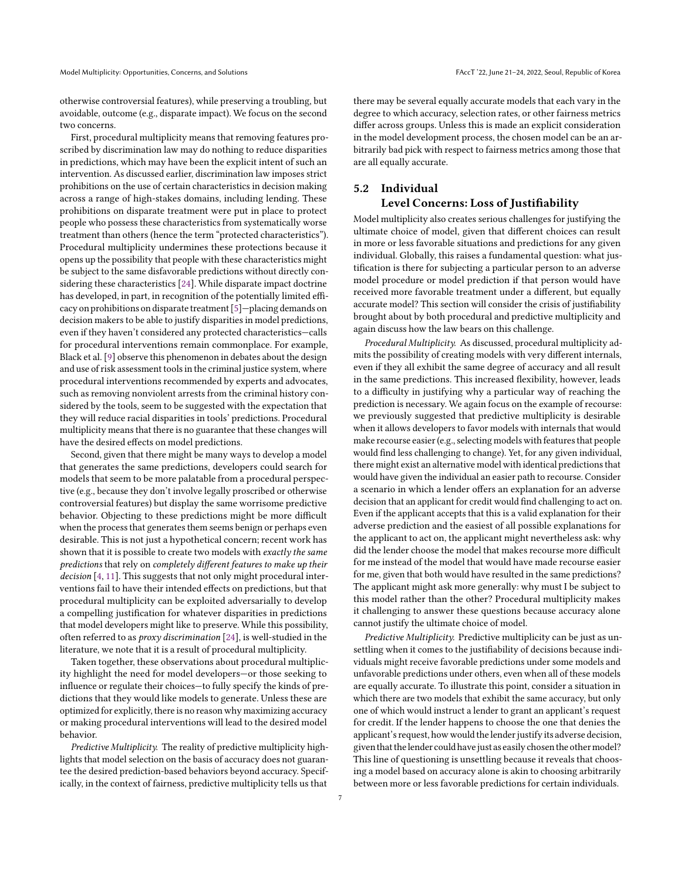otherwise controversial features), while preserving a troubling, but avoidable, outcome (e.g., disparate impact). We focus on the second two concerns.

First, procedural multiplicity means that removing features proscribed by discrimination law may do nothing to reduce disparities in predictions, which may have been the explicit intent of such an intervention. As discussed earlier, discrimination law imposes strict prohibitions on the use of certain characteristics in decision making across a range of high-stakes domains, including lending. These prohibitions on disparate treatment were put in place to protect people who possess these characteristics from systematically worse treatment than others (hence the term "protected characteristics"). Procedural multiplicity undermines these protections because it opens up the possibility that people with these characteristics might be subject to the same disfavorable predictions without directly considering these characteristics [24]. While disparate impact doctrine has developed, in part, in recognition of the potentially limited efficacy on prohibitions on disparate treatment [5]—placing demands on decision makers to be able to justify disparities in model predictions, even if they haven't considered any protected characteristics—calls for procedural interventions remain commonplace. For example, Black et al. [9] observe this phenomenon in debates about the design and use of risk assessment tools in the criminal justice system, where procedural interventions recommended by experts and advocates, such as removing nonviolent arrests from the criminal history considered by the tools, seem to be suggested with the expectation that they will reduce racial disparities in tools' predictions. Procedural multiplicity means that there is no guarantee that these changes will have the desired effects on model predictions.

Second, given that there might be many ways to develop a model that generates the same predictions, developers could search for models that seem to be more palatable from a procedural perspective (e.g., because they don't involve legally proscribed or otherwise controversial features) but display the same worrisome predictive behavior. Objecting to these predictions might be more difficult when the process that generates them seems benign or perhaps even desirable. This is not just a hypothetical concern; recent work has shown that it is possible to create two models with *exactly the same predictions* that rely on *completely different features to make up their decision* [4, 11]. This suggests that not only might procedural interventions fail to have their intended effects on predictions, but that procedural multiplicity can be exploited adversarially to develop a compelling justification for whatever disparities in predictions that model developers might like to preserve. While this possibility, often referred to as *proxy discrimination* [24], is well-studied in the literature, we note that it is a result of procedural multiplicity.

Taken together, these observations about procedural multiplicity highlight the need for model developers—or those seeking to influence or regulate their choices—to fully specify the kinds of predictions that they would like models to generate. Unless these are optimized for explicitly, there is no reason why maximizing accuracy or making procedural interventions will lead to the desired model behavior.

*Predictive Multiplicity.* The reality of predictive multiplicity highlights that model selection on the basis of accuracy does not guarantee the desired prediction-based behaviors beyond accuracy. Specifically, in the context of fairness, predictive multiplicity tells us that there may be several equally accurate models that each vary in the degree to which accuracy, selection rates, or other fairness metrics differ across groups. Unless this is made an explicit consideration in the model development process, the chosen model can be an arbitrarily bad pick with respect to fairness metrics among those that are all equally accurate.

## 5.2 Individual Level Concerns: Loss of Justifiability

Model multiplicity also creates serious challenges for justifying the ultimate choice of model, given that different choices can result in more or less favorable situations and predictions for any given individual. Globally, this raises a fundamental question: what justification is there for subjecting a particular person to an adverse model procedure or model prediction if that person would have received more favorable treatment under a different, but equally accurate model? This section will consider the crisis of justifiability brought about by both procedural and predictive multiplicity and again discuss how the law bears on this challenge.

*Procedural Multiplicity.* As discussed, procedural multiplicity admits the possibility of creating models with very different internals, even if they all exhibit the same degree of accuracy and all result in the same predictions. This increased flexibility, however, leads to a difficulty in justifying why a particular way of reaching the prediction is necessary. We again focus on the example of recourse: we previously suggested that predictive multiplicity is desirable when it allows developers to favor models with internals that would make recourse easier (e.g., selecting models with features that people would find less challenging to change). Yet, for any given individual, there might exist an alternative model with identical predictions that would have given the individual an easier path to recourse. Consider a scenario in which a lender offers an explanation for an adverse decision that an applicant for credit would find challenging to act on. Even if the applicant accepts that this is a valid explanation for their adverse prediction and the easiest of all possible explanations for the applicant to act on, the applicant might nevertheless ask: why did the lender choose the model that makes recourse more difficult for me instead of the model that would have made recourse easier for me, given that both would have resulted in the same predictions? The applicant might ask more generally: why must I be subject to this model rather than the other? Procedural multiplicity makes it challenging to answer these questions because accuracy alone cannot justify the ultimate choice of model.

*Predictive Multiplicity.* Predictive multiplicity can be just as unsettling when it comes to the justifiability of decisions because individuals might receive favorable predictions under some models and unfavorable predictions under others, even when all of these models are equally accurate. To illustrate this point, consider a situation in which there are two models that exhibit the same accuracy, but only one of which would instruct a lender to grant an applicant's request for credit. If the lender happens to choose the one that denies the applicant's request, how would the lender justify its adverse decision, given that the lender could have just as easily chosen the other model? This line of questioning is unsettling because it reveals that choosing a model based on accuracy alone is akin to choosing arbitrarily between more or less favorable predictions for certain individuals.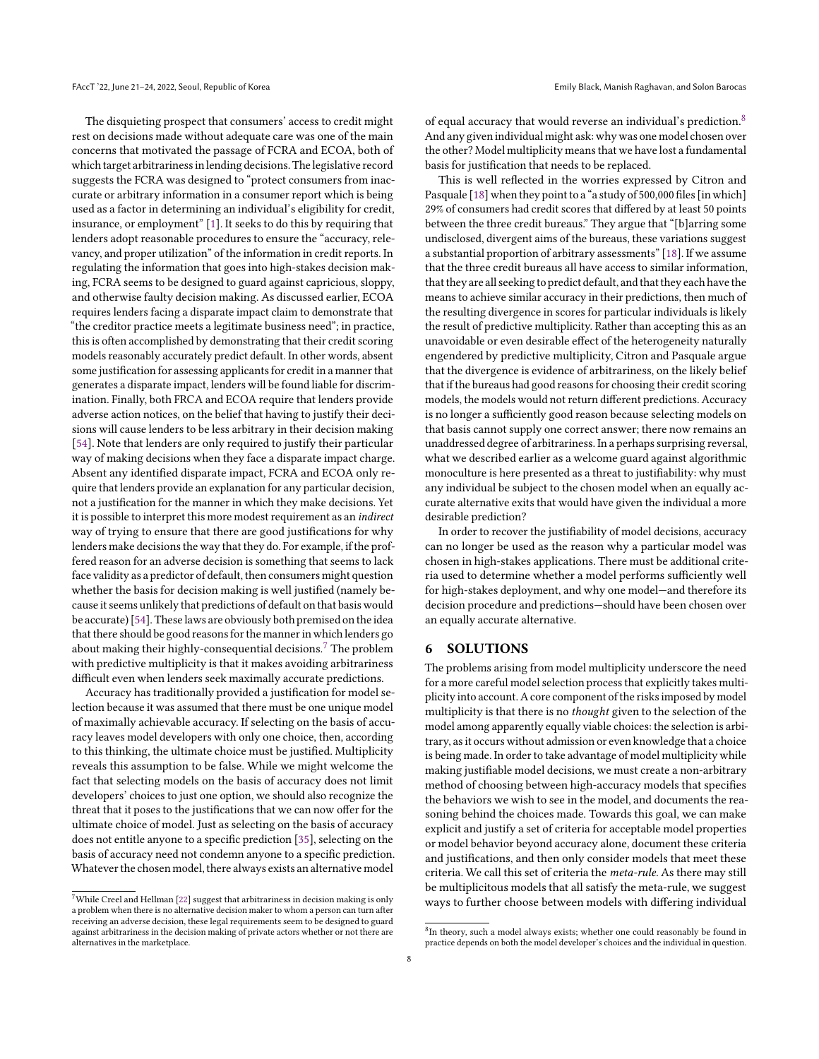The disquieting prospect that consumers' access to credit might rest on decisions made without adequate care was one of the main concerns that motivated the passage of FCRA and ECOA, both of which target arbitrariness in lending decisions. The legislative record suggests the FCRA was designed to "protect consumers from inaccurate or arbitrary information in a consumer report which is being used as a factor in determining an individual's eligibility for credit, insurance, or employment" [1]. It seeks to do this by requiring that lenders adopt reasonable procedures to ensure the "accuracy, relevancy, and proper utilization" of the information in credit reports. In regulating the information that goes into high-stakes decision making, FCRA seems to be designed to guard against capricious, sloppy, and otherwise faulty decision making. As discussed earlier, ECOA requires lenders facing a disparate impact claim to demonstrate that "the creditor practice meets a legitimate business need"; in practice, this is often accomplished by demonstrating that their credit scoring models reasonably accurately predict default. In other words, absent some justification for assessing applicants for credit in a manner that generates a disparate impact, lenders will be found liable for discrimination. Finally, both FRCA and ECOA require that lenders provide adverse action notices, on the belief that having to justify their decisions will cause lenders to be less arbitrary in their decision making [54]. Note that lenders are only required to justify their particular way of making decisions when they face a disparate impact charge. Absent any identified disparate impact, FCRA and ECOA only require that lenders provide an explanation for any particular decision, not a justification for the manner in which they make decisions. Yet it is possible to interpret this more modest requirement as an *indirect* way of trying to ensure that there are good justifications for why lenders make decisions the way that they do. For example, if the proffered reason for an adverse decision is something that seems to lack face validity as a predictor of default, then consumers might question whether the basis for decision making is well justified (namely because it seems unlikely that predictions of default on that basis would be accurate) [54]. These laws are obviously both premised on the idea that there should be good reasons for the manner in which lenders go about making their highly-consequential decisions.[7] The problem with predictive multiplicity is that it makes avoiding arbitrariness difficult even when lenders seek maximally accurate predictions.

Accuracy has traditionally provided a justification for model selection because it was assumed that there must be one unique model of maximally achievable accuracy. If selecting on the basis of accuracy leaves model developers with only one choice, then, according to this thinking, the ultimate choice must be justified. Multiplicity reveals this assumption to be false. While we might welcome the fact that selecting models on the basis of accuracy does not limit developers' choices to just one option, we should also recognize the threat that it poses to the justifications that we can now offer for the ultimate choice of model. Just as selecting on the basis of accuracy does not entitle anyone to a specific prediction [35], selecting on the basis of accuracy need not condemn anyone to a specific prediction. Whatever the chosen model, there always exists an alternative model of equal accuracy that would reverse an individual's prediction.[8] And any given individual might ask: why was one model chosen over the other? Model multiplicity means that we have lost a fundamental basis for justification that needs to be replaced.

This is well reflected in the worries expressed by Citron and Pasquale [18] when they point to a "a study of 500,000 files [in which] 29% of consumers had credit scores that differed by at least 50 points between the three credit bureaus." They argue that "[b]arring some undisclosed, divergent aims of the bureaus, these variations suggest a substantial proportion of arbitrary assessments" [18]. If we assume that the three credit bureaus all have access to similar information, that they are all seeking to predict default, and that they each have the means to achieve similar accuracy in their predictions, then much of the resulting divergence in scores for particular individuals is likely the result of predictive multiplicity. Rather than accepting this as an unavoidable or even desirable effect of the heterogeneity naturally engendered by predictive multiplicity, Citron and Pasquale argue that the divergence is evidence of arbitrariness, on the likely belief that if the bureaus had good reasons for choosing their credit scoring models, the models would not return different predictions. Accuracy is no longer a sufficiently good reason because selecting models on that basis cannot supply one correct answer; there now remains an unaddressed degree of arbitrariness. In a perhaps surprising reversal, what we described earlier as a welcome guard against algorithmic monoculture is here presented as a threat to justifiability: why must any individual be subject to the chosen model when an equally accurate alternative exits that would have given the individual a more desirable prediction?

In order to recover the justifiability of model decisions, accuracy can no longer be used as the reason why a particular model was chosen in high-stakes applications. There must be additional criteria used to determine whether a model performs sufficiently well for high-stakes deployment, and why one model—and therefore its decision procedure and predictions—should have been chosen over an equally accurate alternative.

## 6 SOLUTIONS

The problems arising from model multiplicity underscore the need for a more careful model selection process that explicitly takes multiplicity into account. A core component of the risks imposed by model multiplicity is that there is no *thought* given to the selection of the model among apparently equally viable choices: the selection is arbitrary, as it occurs without admission or even knowledge that a choice is being made. In order to take advantage of model multiplicity while making justifiable model decisions, we must create a non-arbitrary method of choosing between high-accuracy models that specifies the behaviors we wish to see in the model, and documents the reasoning behind the choices made. Towards this goal, we can make explicit and justify a set of criteria for acceptable model properties or model behavior beyond accuracy alone, document these criteria and justifications, and then only consider models that meet these criteria. We call this set of criteria the *meta-rule*. As there may still be multiplicitous models that all satisfy the meta-rule, we suggest ways to further choose between models with differing individual

[7] While Creel and Hellman [22] suggest that arbitrariness in decision making is only a problem when there is no alternative decision maker to whom a person can turn after receiving an adverse decision, these legal requirements seem to be designed to guard against arbitrariness in the decision making of private actors whether or not there are alternatives in the marketplace.

[8] In theory, such a model always exists; whether one could reasonably be found in practice depends on both the model developer's choices and the individual in question.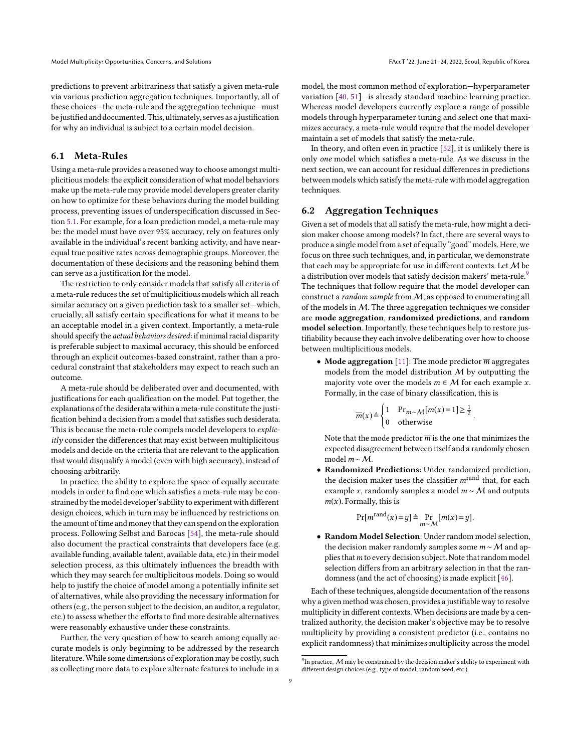predictions to prevent arbitrariness that satisfy a given meta-rule via various prediction aggregation techniques. Importantly, all of these choices—the meta-rule and the aggregation technique—must be justified and documented. This, ultimately, serves as a justification for why an individual is subject to a certain model decision.

## 6.1 Meta-Rules

Using a meta-rule provides a reasoned way to choose amongst multiplicitious models: the explicit consideration of what model behaviors make up the meta-rule may provide model developers greater clarity on how to optimize for these behaviors during the model building process, preventing issues of underspecification discussed in Section 5.1. For example, for a loan prediction model, a meta-rule may be: the model must have over 95% accuracy, rely on features only available in the individual's recent banking activity, and have near-equal true positive rates across demographic groups. Moreover, the documentation of these decisions and the reasoning behind them can serve as a justification for the model.

The restriction to only consider models that satisfy all criteria of a meta-rule reduces the set of multiplicitious models which all reach similar accuracy on a given prediction task to a smaller set—which, crucially, all satisfy certain specifications for what it means to be an acceptable model in a given context. Importantly, a meta-rule should specify the *actual behaviors desired*: if minimal racial disparity is preferable subject to maximal accuracy, this should be enforced through an explicit outcomes-based constraint, rather than a procedural constraint that stakeholders may expect to reach such an outcome.

A meta-rule should be deliberated over and documented, with justifications for each qualification on the model. Put together, the explanations of the desiderata within a meta-rule constitute the justification behind a decision from a model that satisfies such desiderata. This is because the meta-rule compels model developers to *explicitly* consider the differences that may exist between multiplicitous models and decide on the criteria that are relevant to the application that would disqualify a model (even with high accuracy), instead of choosing arbitrarily.

In practice, the ability to explore the space of equally accurate models in order to find one which satisfies a meta-rule may be constrained by the model developer's ability to experiment with different design choices, which in turn may be influenced by restrictions on the amount of time and money that they can spend on the exploration process. Following Selbst and Barocas [54], the meta-rule should also document the practical constraints that developers face (e.g. available funding, available talent, available data, etc.) in their model selection process, as this ultimately influences the breadth with which they may search for multiplicitous models. Doing so would help to justify the choice of model among a potentially infinite set of alternatives, while also providing the necessary information for others (e.g., the person subject to the decision, an auditor, a regulator, etc.) to assess whether the efforts to find more desirable alternatives were reasonably exhaustive under these constraints.

Further, the very question of how to search among equally accurate models is only beginning to be addressed by the research literature. While some dimensions of exploration may be costly, such as collecting more data to explore alternate features to include in a model, the most common method of exploration—hyperparameter variation [40, 51]—is already standard machine learning practice. Whereas model developers currently explore a range of possible models through hyperparameter tuning and select one that maximizes accuracy, a meta-rule would require that the model developer maintain a set of models that satisfy the meta-rule.

In theory, and often even in practice [52], it is unlikely there is only *one* model which satisfies a meta-rule. As we discuss in the next section, we can account for residual differences in predictions between models which satisfy the meta-rule with model aggregation techniques.

## 6.2 Aggregation Techniques

Given a set of models that all satisfy the meta-rule, how might a decision maker choose among models? In fact, there are several ways to produce a single model from a set of equally "good" models. Here, we focus on three such techniques, and, in particular, we demonstrate that each may be appropriate for use in different contexts. Let $\mathcal{M}$ be a distribution over models that satisfy decision makers' meta-rule.[9] The techniques that follow require that the model developer can construct a *random sample* from $\mathcal{M}$, as opposed to enumerating all of the models in $\mathcal{M}$. The three aggregation techniques we consider are **mode aggregation**, **randomized predictions**, and **random model selection**. Importantly, these techniques help to restore justifiability because they each involve deliberating over how to choose between multiplicitious models.

- **Mode aggregation** [11]: The mode predictor $\overline{m}$ aggregates models from the model distribution $\mathcal{M}$ by outputting the majority vote over the models $m \in \mathcal{M}$ for each example $x$. Formally, in the case of binary classification, this is

$$\overline{m}(x) \triangleq \begin{cases} 1 & \Pr_{m\sim\mathcal{M}}[m(x)=1] \geq \frac{1}{2} \\ 0 & \text{otherwise} \end{cases}.$$

  Note that the mode predictor $\overline{m}$ is the one that minimizes the expected disagreement between itself and a randomly chosen model $m \sim \mathcal{M}$.
- **Randomized Predictions**: Under randomized prediction, the decision maker uses the classifier $m^{\text{rand}}$ that, for each example $x$, randomly samples a model $m \sim \mathcal{M}$ and outputs $m(x)$. Formally, this is

$$\Pr[m^{\text{rand}}(x) = y] \triangleq \Pr_{m\sim\mathcal{M}}[m(x) = y].$$

- **Random Model Selection**: Under random model selection, the decision maker randomly samples some $m \sim \mathcal{M}$ and applies that $m$ to every decision subject. Note that random model selection differs from an arbitrary selection in that the randomness (and the act of choosing) is made explicit [46].

Each of these techniques, alongside documentation of the reasons why a given method was chosen, provides a justifiable way to resolve multiplicity in different contexts. When decisions are made by a centralized authority, the decision maker's objective may be to resolve multiplicity by providing a consistent predictor (i.e., contains no explicit randomness) that minimizes multiplicity across the model

[9] In practice, $\mathcal{M}$ may be constrained by the decision maker's ability to experiment with different design choices (e.g., type of model, random seed, etc.).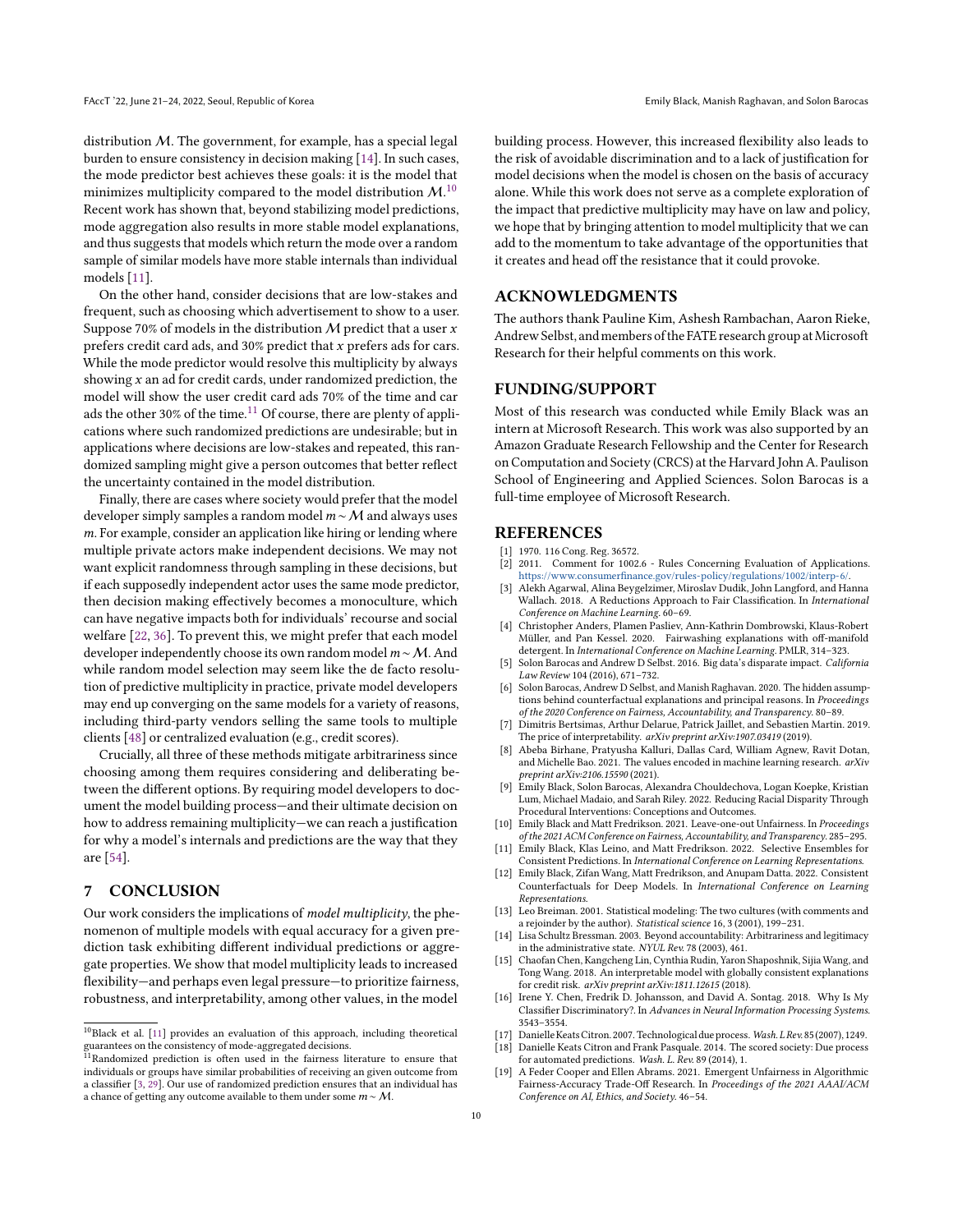distribution $\mathcal{M}$. The government, for example, has a special legal burden to ensure consistency in decision making [14]. In such cases, the mode predictor best achieves these goals: it is the model that minimizes multiplicity compared to the model distribution $\mathcal{M}$.[10] Recent work has shown that, beyond stabilizing model predictions, mode aggregation also results in more stable model explanations, and thus suggests that models which return the mode over a random sample of similar models have more stable internals than individual models [11].

On the other hand, consider decisions that are low-stakes and frequent, such as choosing which advertisement to show to a user. Suppose 70% of models in the distribution $\mathcal{M}$ predict that a user $x$ prefers credit card ads, and 30% predict that $x$ prefers ads for cars. While the mode predictor would resolve this multiplicity by always showing $x$ an ad for credit cards, under randomized prediction, the model will show the user credit card ads 70% of the time and car ads the other 30% of the time.[11] Of course, there are plenty of applications where such randomized predictions are undesirable; but in applications where decisions are low-stakes and repeated, this randomized sampling might give a person outcomes that better reflect the uncertainty contained in the model distribution.

Finally, there are cases where society would prefer that the model developer simply samples a random model $m \sim \mathcal{M}$ and always uses $m$. For example, consider an application like hiring or lending where multiple private actors make independent decisions. We may not want explicit randomness through sampling in these decisions, but if each supposedly independent actor uses the same mode predictor, then decision making effectively becomes a monoculture, which can have negative impacts both for individuals' recourse and social welfare [22, 36]. To prevent this, we might prefer that each model developer independently choose its own random model $m \sim \mathcal{M}$. And while random model selection may seem like the de facto resolution of predictive multiplicity in practice, private model developers may end up converging on the same models for a variety of reasons, including third-party vendors selling the same tools to multiple clients [48] or centralized evaluation (e.g., credit scores).

Crucially, all three of these methods mitigate arbitrariness since choosing among them requires considering and deliberating between the different options. By requiring model developers to document the model building process—and their ultimate decision on how to address remaining multiplicity—we can reach a justification for why a model's internals and predictions are the way that they are [54].

## 7 CONCLUSION

Our work considers the implications of *model multiplicity*, the phenomenon of multiple models with equal accuracy for a given prediction task exhibiting different individual predictions or aggregate properties. We show that model multiplicity leads to increased flexibility—and perhaps even legal pressure—to prioritize fairness, robustness, and interpretability, among other values, in the model building process. However, this increased flexibility also leads to the risk of avoidable discrimination and to a lack of justification for model decisions when the model is chosen on the basis of accuracy alone. While this work does not serve as a complete exploration of the impact that predictive multiplicity may have on law and policy, we hope that by bringing attention to model multiplicity that we can add to the momentum to take advantage of the opportunities that it creates and head off the resistance that it could provoke.

## ACKNOWLEDGMENTS

The authors thank Pauline Kim, Ashesh Rambachan, Aaron Rieke, Andrew Selbst, and members of the FATE research group at Microsoft Research for their helpful comments on this work.

## FUNDING/SUPPORT

Most of this research was conducted while Emily Black was an intern at Microsoft Research. This work was also supported by an Amazon Graduate Research Fellowship and the Center for Research on Computation and Society (CRCS) at the Harvard John A. Paulison School of Engineering and Applied Sciences. Solon Barocas is a full-time employee of Microsoft Research.

## REFERENCES

[1] 1970. 116 Cong. Reg. 36572.
[2] 2011. Comment for 1002.6 - Rules Concerning Evaluation of Applications. https://www.consumerfinance.gov/rules-policy/regulations/1002/interp-6/.
[3] Alekh Agarwal, Alina Beygelzimer, Miroslav Dudik, John Langford, and Hanna Wallach. 2018. A Reductions Approach to Fair Classification. In *International Conference on Machine Learning*. 60–69.
[4] Christopher Anders, Plamen Pasliev, Ann-Kathrin Dombrowski, Klaus-Robert Müller, and Pan Kessel. 2020. Fairwashing explanations with off-manifold detergent. In *International Conference on Machine Learning*. PMLR, 314–323.
[5] Solon Barocas and Andrew D Selbst. 2016. Big data's disparate impact. *California Law Review* 104 (2016), 671–732.
[6] Solon Barocas, Andrew D Selbst, and Manish Raghavan. 2020. The hidden assumptions behind counterfactual explanations and principal reasons. In *Proceedings of the 2020 Conference on Fairness, Accountability, and Transparency*. 80–89.
[7] Dimitris Bertsimas, Arthur Delarue, Patrick Jaillet, and Sebastien Martin. 2019. The price of interpretability. *arXiv preprint arXiv:1907.03419* (2019).
[8] Abeba Birhane, Pratyusha Kalluri, Dallas Card, William Agnew, Ravit Dotan, and Michelle Bao. 2021. The values encoded in machine learning research. *arXiv preprint arXiv:2106.15590* (2021).
[9] Emily Black, Solon Barocas, Alexandra Chouldechova, Logan Koepke, Kristian Lum, Michael Madaio, and Sarah Riley. 2022. Reducing Racial Disparity Through Procedural Interventions: Conceptions and Outcomes.
[10] Emily Black and Matt Fredrikson. 2021. Leave-one-out Unfairness. In *Proceedings of the 2021 ACM Conference on Fairness, Accountability, and Transparency*. 285–295.
[11] Emily Black, Klas Leino, and Matt Fredrikson. 2022. Selective Ensembles for Consistent Predictions. In *International Conference on Learning Representations*.
[12] Emily Black, Zifan Wang, Matt Fredrikson, and Anupam Datta. 2022. Consistent Counterfactuals for Deep Models. In *International Conference on Learning Representations*.
[13] Leo Breiman. 2001. Statistical modeling: The two cultures (with comments and a rejoinder by the author). *Statistical science* 16, 3 (2001), 199–231.
[14] Lisa Schultz Bressman. 2003. Beyond accountability: Arbitrariness and legitimacy in the administrative state. *NYUL Rev.* 78 (2003), 461.
[15] Chaofan Chen, Kangcheng Lin, Cynthia Rudin, Yaron Shaposhnik, Sijia Wang, and Tong Wang. 2018. An interpretable model with globally consistent explanations for credit risk. *arXiv preprint arXiv:1811.12615* (2018).
[16] Irene Y. Chen, Fredrik D. Johansson, and David A. Sontag. 2018. Why Is My Classifier Discriminatory?. In *Advances in Neural Information Processing Systems*. 3543–3554.
[17] Danielle Keats Citron. 2007. Technological due process. *Wash. UL Rev.* 85 (2007), 1249.
[18] Danielle Keats Citron and Frank Pasquale. 2014. The scored society: Due process for automated predictions. *Wash. L. Rev.* 89 (2014), 1.
[19] A Feder Cooper and Ellen Abrams. 2021. Emergent Unfairness in Algorithmic Fairness-Accuracy Trade-Off Research. In *Proceedings of the 2021 AAAI/ACM Conference on AI, Ethics, and Society*. 46–54.

---

[10] Black et al. [11] provides an evaluation of this approach, including theoretical guarantees on the consistency of mode-aggregated decisions.

[11] Randomized prediction is often used in the fairness literature to ensure that individuals or groups have similar probabilities of receiving an given outcome from a classifier [3, 29]. Our use of randomized prediction ensures that an individual has a chance of getting any outcome available to them under some $m \sim \mathcal{M}$.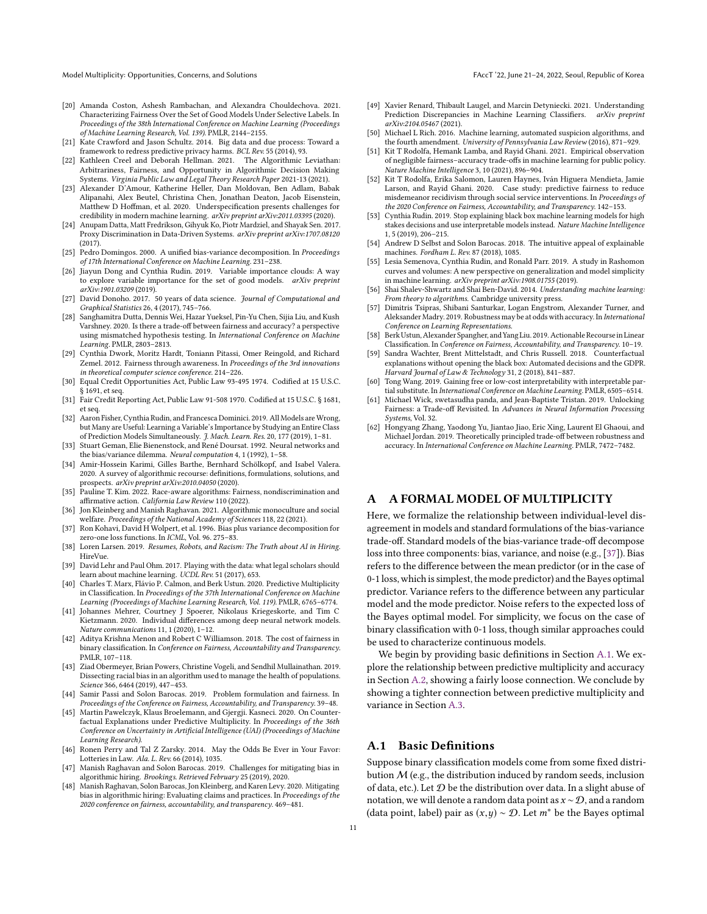[20] Amanda Coston, Ashesh Rambachan, and Alexandra Chouldechova. 2021. Characterizing Fairness Over the Set of Good Models Under Selective Labels. In *Proceedings of the 38th International Conference on Machine Learning (Proceedings of Machine Learning Research, Vol. 139)*. PMLR, 2144–2155.

[21] Kate Crawford and Jason Schultz. 2014. Big data and due process: Toward a framework to redress predictive privacy harms. *BCL Rev.* 55 (2014), 93.

[22] Kathleen Creel and Deborah Hellman. 2021. The Algorithmic Leviathan: Arbitrariness, Fairness, and Opportunity in Algorithmic Decision Making Systems. *Virginia Public Law and Legal Theory Research Paper* 2021-13 (2021).

[23] Alexander D'Amour, Katherine Heller, Dan Moldovan, Ben Adlam, Babak Alipanahi, Alex Beutel, Christina Chen, Jonathan Deaton, Jacob Eisenstein, Matthew D Hoffman, et al. 2020. Underspecification presents challenges for credibility in modern machine learning. *arXiv preprint arXiv:2011.03395* (2020).

[24] Anupam Datta, Matt Fredrikson, Gihyuk Ko, Piotr Mardziel, and Shayak Sen. 2017. Proxy Discrimination in Data-Driven Systems. *arXiv preprint arXiv:1707.08120* (2017).

[25] Pedro Domingos. 2000. A unified bias-variance decomposition. In *Proceedings of 17th International Conference on Machine Learning*. 231–238.

[26] Jiayun Dong and Cynthia Rudin. 2019. Variable importance clouds: A way to explore variable importance for the set of good models. *arXiv preprint arXiv:1901.03209* (2019).

[27] David Donoho. 2017. 50 years of data science. *Journal of Computational and Graphical Statistics* 26, 4 (2017), 745–766.

[28] Sanghamitra Dutta, Dennis Wei, Hazar Yueksel, Pin-Yu Chen, Sijia Liu, and Kush Varshney. 2020. Is there a trade-off between fairness and accuracy? a perspective using mismatched hypothesis testing. In *International Conference on Machine Learning*. PMLR, 2803–2813.

[29] Cynthia Dwork, Moritz Hardt, Toniann Pitassi, Omer Reingold, and Richard Zemel. 2012. Fairness through awareness. In *Proceedings of the 3rd innovations in theoretical computer science conference*. 214–226.

[30] Equal Credit Opportunities Act, Public Law 93-495 1974. Codified at 15 U.S.C. § 1691, et seq.

[31] Fair Credit Reporting Act, Public Law 91-508 1970. Codified at 15 U.S.C. § 1681, et seq.

[32] Aaron Fisher, Cynthia Rudin, and Francesca Dominici. 2019. All Models are Wrong, but Many are Useful: Learning a Variable's Importance by Studying an Entire Class of Prediction Models Simultaneously. *J. Mach. Learn. Res.* 20, 177 (2019), 1–81.

[33] Stuart Geman, Elie Bienenstock, and René Doursat. 1992. Neural networks and the bias/variance dilemma. *Neural computation* 4, 1 (1992), 1–58.

[34] Amir-Hossein Karimi, Gilles Barthe, Bernhard Schölkopf, and Isabel Valera. 2020. A survey of algorithmic recourse: definitions, formulations, solutions, and prospects. *arXiv preprint arXiv:2010.04050* (2020).

[35] Pauline T. Kim. 2022. Race-aware algorithms: Fairness, nondiscrimination and affirmative action. *California Law Review* 110 (2022).

[36] Jon Kleinberg and Manish Raghavan. 2021. Algorithmic monoculture and social welfare. *Proceedings of the National Academy of Sciences* 118, 22 (2021).

[37] Ron Kohavi, David H Wolpert, et al. 1996. Bias plus variance decomposition for zero-one loss functions. In *ICML*, Vol. 96. 275–83.

[38] Loren Larsen. 2019. *Resumes, Robots, and Racism: The Truth about AI in Hiring.* HireVue.

[39] David Lehr and Paul Ohm. 2017. Playing with the data: what legal scholars should learn about machine learning. *UCDL Rev.* 51 (2017), 653.

[40] Charles T. Marx, Flávio P. Calmon, and Berk Ustun. 2020. Predictive Multiplicity in Classification. In *Proceedings of the 37th International Conference on Machine Learning (Proceedings of Machine Learning Research, Vol. 119)*. PMLR, 6765–6774.

[41] Johannes Mehrer, Courtney J Spoerer, Nikolaus Kriegeskorte, and Tim C Kietzmann. 2020. Individual differences among deep neural network models. *Nature communications* 11, 1 (2020), 1–12.

[42] Aditya Krishna Menon and Robert C Williamson. 2018. The cost of fairness in binary classification. In *Conference on Fairness, Accountability and Transparency*. PMLR, 107–118.

[43] Ziad Obermeyer, Brian Powers, Christine Vogeli, and Sendhil Mullainathan. 2019. Dissecting racial bias in an algorithm used to manage the health of populations. *Science* 366, 6464 (2019), 447–453.

[44] Samir Passi and Solon Barocas. 2019. Problem formulation and fairness. In *Proceedings of the Conference on Fairness, Accountability, and Transparency*. 39–48.

[45] Martin Pawelczyk, Klaus Broelemann, and Gjergji Kasneci. 2020. On Counterfactual Explanations under Predictive Multiplicity. In *Proceedings of the 36th Conference on Uncertainty in Artificial Intelligence (UAI) (Proceedings of Machine Learning Research)*.

[46] Ronen Perry and Tal Z Zarsky. 2014. May the Odds Be Ever in Your Favor: Lotteries in Law. *Ala. L. Rev.* 66 (2014), 1035.

[47] Manish Raghavan and Solon Barocas. 2019. Challenges for mitigating bias in algorithmic hiring. *Brookings. Retrieved February* 25 (2019), 2020.

[48] Manish Raghavan, Solon Barocas, Jon Kleinberg, and Karen Levy. 2020. Mitigating bias in algorithmic hiring: Evaluating claims and practices. In *Proceedings of the 2020 conference on fairness, accountability, and transparency*. 469–481.

[49] Xavier Renard, Thibault Laugel, and Marcin Detyniecki. 2021. Understanding Prediction Discrepancies in Machine Learning Classifiers. *arXiv preprint arXiv:2104.05467* (2021).

[50] Michael L Rich. 2016. Machine learning, automated suspicion algorithms, and the fourth amendment. *University of Pennsylvania Law Review* (2016), 871–929.

[51] Kit T Rodolfa, Hemank Lamba, and Rayid Ghani. 2021. Empirical observation of negligible fairness–accuracy trade-offs in machine learning for public policy. *Nature Machine Intelligence* 3, 10 (2021), 896–904.

[52] Kit T Rodolfa, Erika Salomon, Lauren Haynes, Iván Higuera Mendieta, Jamie Larson, and Rayid Ghani. 2020. Case study: predictive fairness to reduce misdemeanor recidivism through social service interventions. In *Proceedings of the 2020 Conference on Fairness, Accountability, and Transparency*. 142–153.

[53] Cynthia Rudin. 2019. Stop explaining black box machine learning models for high stakes decisions and use interpretable models instead. *Nature Machine Intelligence* 1, 5 (2019), 206–215.

[54] Andrew D Selbst and Solon Barocas. 2018. The intuitive appeal of explainable machines. *Fordham L. Rev.* 87 (2018), 1085.

[55] Lesia Semenova, Cynthia Rudin, and Ronald Parr. 2019. A study in Rashomon curves and volumes: A new perspective on generalization and model simplicity in machine learning. *arXiv preprint arXiv:1908.01755* (2019).

[56] Shai Shalev-Shwartz and Shai Ben-David. 2014. *Understanding machine learning: From theory to algorithms.* Cambridge university press.

[57] Dimitris Tsipras, Shibani Santurkar, Logan Engstrom, Alexander Turner, and Aleksander Madry. 2019. Robustness may be at odds with accuracy. In *International Conference on Learning Representations*.

[58] Berk Ustun, Alexander Spangher, and Yang Liu. 2019. Actionable Recourse in Linear Classification. In *Conference on Fairness, Accountability, and Transparency*. 10–19.

[59] Sandra Wachter, Brent Mittelstadt, and Chris Russell. 2018. Counterfactual explanations without opening the black box: Automated decisions and the GDPR. *Harvard Journal of Law & Technology* 31, 2 (2018), 841–887.

[60] Tong Wang. 2019. Gaining free or low-cost interpretability with interpretable partial substitute. In *International Conference on Machine Learning*. PMLR, 6505–6514.

[61] Michael Wick, swetasudha panda, and Jean-Baptiste Tristan. 2019. Unlocking Fairness: a Trade-off Revisited. In *Advances in Neural Information Processing Systems*, Vol. 32.

[62] Hongyang Zhang, Yaodong Yu, Jiantao Jiao, Eric Xing, Laurent El Ghaoui, and Michael Jordan. 2019. Theoretically principled trade-off between robustness and accuracy. In *International Conference on Machine Learning*. PMLR, 7472–7482.

# A A FORMAL MODEL OF MULTIPLICITY

Here, we formalize the relationship between individual-level disagreement in models and standard formulations of the bias-variance trade-off. Standard models of the bias-variance trade-off decompose loss into three components: bias, variance, and noise (e.g., [37]). Bias refers to the difference between the mean predictor (or in the case of 0-1 loss, which is simplest, the mode predictor) and the Bayes optimal predictor. Variance refers to the difference between any particular model and the mode predictor. Noise refers to the expected loss of the Bayes optimal model. For simplicity, we focus on the case of binary classification with 0-1 loss, though similar approaches could be used to characterize continuous models.

We begin by providing basic definitions in Section A.1. We explore the relationship between predictive multiplicity and accuracy in Section A.2, showing a fairly loose connection. We conclude by showing a tighter connection between predictive multiplicity and variance in Section A.3.

## A.1 Basic Definitions

Suppose binary classification models come from some fixed distribution $\mathcal{M}$ (e.g., the distribution induced by random seeds, inclusion of data, etc.). Let $\mathcal{D}$ be the distribution over data. In a slight abuse of notation, we will denote a random data point as $x \sim \mathcal{D}$, and a random (data point, label) pair as $(x, y) \sim \mathcal{D}$. Let $m^*$ be the Bayes optimal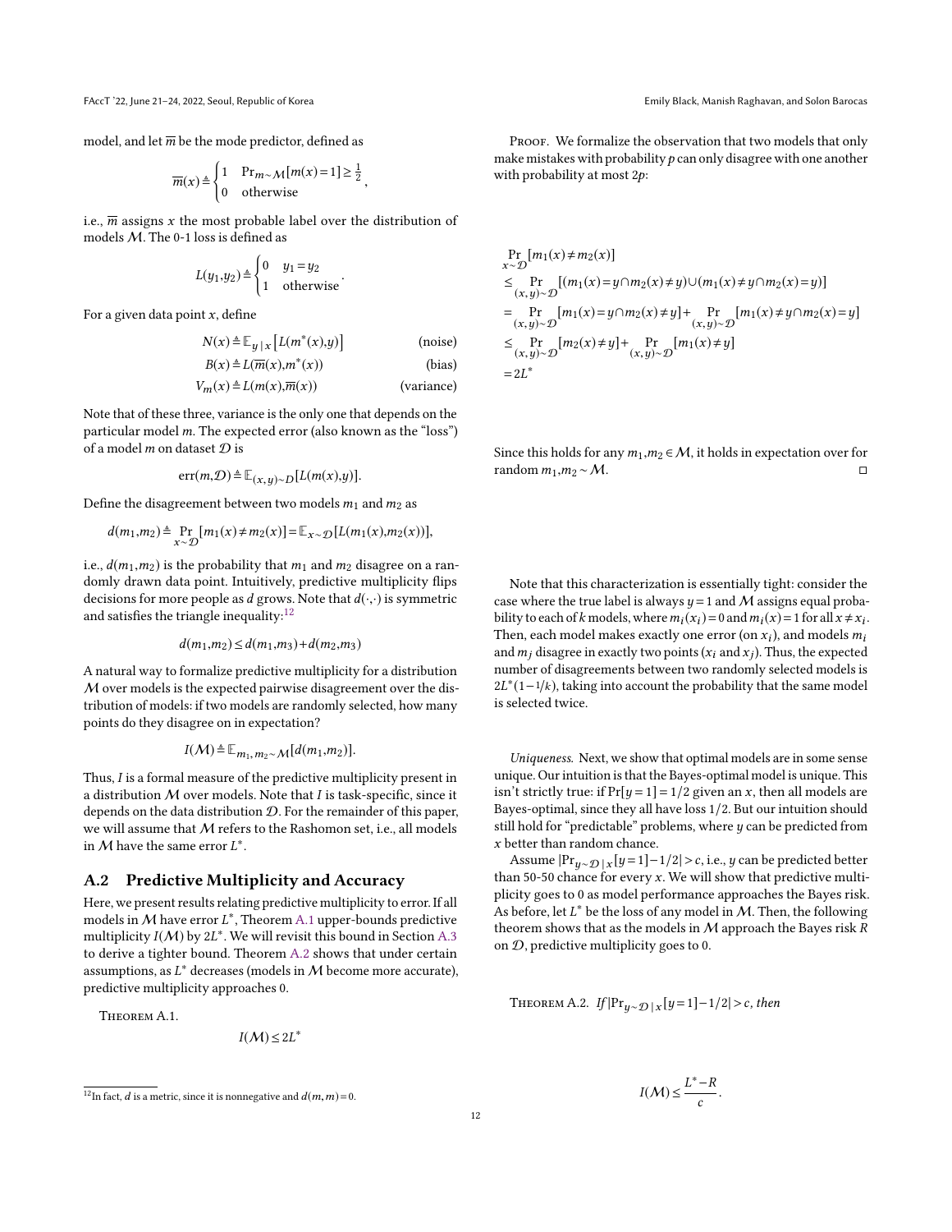model, and let $\overline{m}$ be the mode predictor, defined as

$$\overline{m}(x) \triangleq \begin{cases} 1 & \Pr_{m \sim \mathcal{M}}[m(x)=1] \geq \frac{1}{2} \\ 0 & \text{otherwise} \end{cases},$$

i.e., $\overline{m}$ assigns $x$ the most probable label over the distribution of models $\mathcal{M}$. The 0-1 loss is defined as

$$L(y_1,y_2) \triangleq \begin{cases} 0 & y_1 = y_2 \\ 1 & \text{otherwise} \end{cases}.$$

For a given data point $x$, define

$$N(x) \triangleq \mathbb{E}_{y \mid x}\left[L(m^*(x),y)\right] \qquad \text{(noise)}$$

$$B(x) \triangleq L(\overline{m}(x),m^*(x)) \qquad \text{(bias)}$$

$$V_m(x) \triangleq L(m(x),\overline{m}(x)) \qquad \text{(variance)}$$

Note that of these three, variance is the only one that depends on the particular model $m$. The expected error (also known as the "loss") of a model $m$ on dataset $\mathcal{D}$ is

$$\text{err}(m,\mathcal{D}) \triangleq \mathbb{E}_{(x,y)\sim D}[L(m(x),y)].$$

Define the disagreement between two models $m_1$ and $m_2$ as

$$d(m_1,m_2) \triangleq \Pr_{x\sim\mathcal{D}}[m_1(x) \neq m_2(x)] = \mathbb{E}_{x\sim\mathcal{D}}[L(m_1(x),m_2(x))],$$

i.e., $d(m_1,m_2)$ is the probability that $m_1$ and $m_2$ disagree on a randomly drawn data point. Intuitively, predictive multiplicity flips decisions for more people as $d$ grows. Note that $d(\cdot,\cdot)$ is symmetric and satisfies the triangle inequality:[12]

$$d(m_1,m_2) \leq d(m_1,m_3) + d(m_2,m_3)$$

A natural way to formalize predictive multiplicity for a distribution $\mathcal{M}$ over models is the expected pairwise disagreement over the distribution of models: if two models are randomly selected, how many points do they disagree on in expectation?

$$I(\mathcal{M}) \triangleq \mathbb{E}_{m_1,m_2\sim\mathcal{M}}[d(m_1,m_2)].$$

Thus, $I$ is a formal measure of the predictive multiplicity present in a distribution $\mathcal{M}$ over models. Note that $I$ is task-specific, since it depends on the data distribution $\mathcal{D}$. For the remainder of this paper, we will assume that $\mathcal{M}$ refers to the Rashomon set, i.e., all models in $\mathcal{M}$ have the same error $L^*$.

## A.2 Predictive Multiplicity and Accuracy

Here, we present results relating predictive multiplicity to error. If all models in $\mathcal{M}$ have error $L^*$, Theorem A.1 upper-bounds predictive multiplicity $I(\mathcal{M})$ by $2L^*$. We will revisit this bound in Section A.3 to derive a tighter bound. Theorem A.2 shows that under certain assumptions, as $L^*$ decreases (models in $\mathcal{M}$ become more accurate), predictive multiplicity approaches 0.

Theorem A.1.

$$I(\mathcal{M}) \leq 2L^*$$

Proof. We formalize the observation that two models that only make mistakes with probability $p$ can only disagree with one another with probability at most $2p$:

$$\begin{aligned}
&\Pr_{x\sim\mathcal{D}}[m_1(x) \neq m_2(x)] \\
&\leq \Pr_{(x,y)\sim\mathcal{D}}[(m_1(x)=y \cap m_2(x)\neq y) \cup (m_1(x)\neq y \cap m_2(x)=y)] \\
&= \Pr_{(x,y)\sim\mathcal{D}}[m_1(x)=y \cap m_2(x)\neq y] + \Pr_{(x,y)\sim\mathcal{D}}[m_1(x)\neq y \cap m_2(x)=y] \\
&\leq \Pr_{(x,y)\sim\mathcal{D}}[m_2(x)\neq y] + \Pr_{(x,y)\sim\mathcal{D}}[m_1(x)\neq y] \\
&= 2L^*
\end{aligned}$$

Since this holds for any $m_1,m_2 \in \mathcal{M}$, it holds in expectation over for random $m_1,m_2 \sim \mathcal{M}$. ◻

Note that this characterization is essentially tight: consider the case where the true label is always $y=1$ and $\mathcal{M}$ assigns equal probability to each of $k$ models, where $m_i(x_i)=0$ and $m_i(x)=1$ for all $x \neq x_i$. Then, each model makes exactly one error (on $x_i$), and models $m_i$ and $m_j$ disagree in exactly two points ($x_i$ and $x_j$). Thus, the expected number of disagreements between two randomly selected models is $2L^*(1-1/k)$, taking into account the probability that the same model is selected twice.

*Uniqueness.* Next, we show that optimal models are in some sense unique. Our intuition is that the Bayes-optimal model is unique. This isn't strictly true: if $\Pr[y=1]=1/2$ given an $x$, then all models are Bayes-optimal, since they all have loss $1/2$. But our intuition should still hold for "predictable" problems, where $y$ can be predicted from $x$ better than random chance.

Assume $|\Pr_{y\sim\mathcal{D}\mid x}[y=1]-1/2| > c$, i.e., $y$ can be predicted better than 50-50 chance for every $x$. We will show that predictive multiplicity goes to 0 as model performance approaches the Bayes risk. As before, let $L^*$ be the loss of any model in $\mathcal{M}$. Then, the following theorem shows that as the models in $\mathcal{M}$ approach the Bayes risk $R$ on $\mathcal{D}$, predictive multiplicity goes to 0.

Theorem A.2. *If* $|\Pr_{y\sim\mathcal{D}\mid x}[y=1]-1/2| > c$, *then*

$$I(\mathcal{M}) \leq \frac{L^*-R}{c}.$$

[12] In fact, $d$ is a metric, since it is nonnegative and $d(m,m)=0$.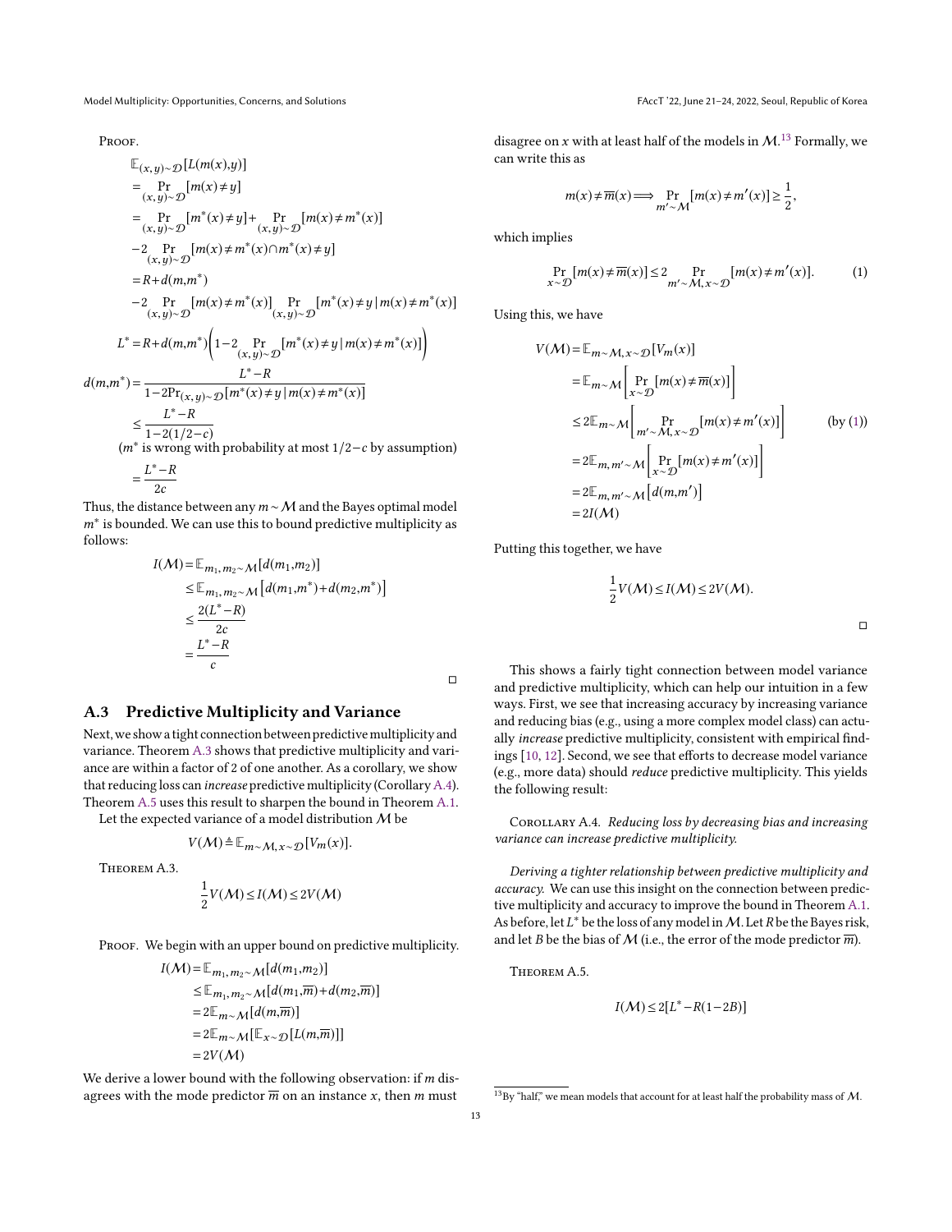*Proof.*

$$
\begin{aligned}
&\mathbb{E}_{(x,y)\sim\mathcal{D}}[L(m(x),y)] \\
&= \Pr_{(x,y)\sim\mathcal{D}}[m(x)\neq y] \\
&= \Pr_{(x,y)\sim\mathcal{D}}[m^*(x)\neq y] + \Pr_{(x,y)\sim\mathcal{D}}[m(x)\neq m^*(x)] \\
&\quad -2\Pr_{(x,y)\sim\mathcal{D}}[m(x)\neq m^*(x)\cap m^*(x)\neq y] \\
&= R + d(m,m^*) \\
&\quad -2\Pr_{(x,y)\sim\mathcal{D}}[m(x)\neq m^*(x)]\Pr_{(x,y)\sim\mathcal{D}}[m^*(x)\neq y\mid m(x)\neq m^*(x)] \\
L^* &= R + d(m,m^*)\left(1-2\Pr_{(x,y)\sim\mathcal{D}}[m^*(x)\neq y\mid m(x)\neq m^*(x)]\right) \\
d(m,m^*) &= \frac{L^*-R}{1-2\Pr_{(x,y)\sim\mathcal{D}}[m^*(x)\neq y\mid m(x)\neq m^*(x)]} \\
&\leq \frac{L^*-R}{1-2(1/2-c)} \\
&\quad (m^* \text{ is wrong with probability at most } 1/2-c \text{ by assumption}) \\
&= \frac{L^*-R}{2c}
\end{aligned}
$$

Thus, the distance between any $m\sim\mathcal{M}$ and the Bayes optimal model $m^*$ is bounded. We can use this to bound predictive multiplicity as follows:

$$
\begin{aligned}
I(\mathcal{M}) &= \mathbb{E}_{m_1,m_2\sim\mathcal{M}}[d(m_1,m_2)] \\
&\leq \mathbb{E}_{m_1,m_2\sim\mathcal{M}}\left[d(m_1,m^*)+d(m_2,m^*)\right] \\
&\leq \frac{2(L^*-R)}{2c} \\
&= \frac{L^*-R}{c}
\end{aligned}
$$

□

### A.3 Predictive Multiplicity and Variance

Next, we show a tight connection between predictive multiplicity and variance. Theorem A.3 shows that predictive multiplicity and variance are within a factor of 2 of one another. As a corollary, we show that reducing loss can *increase* predictive multiplicity (Corollary A.4). Theorem A.5 uses this result to sharpen the bound in Theorem A.1.

Let the expected variance of a model distribution $\mathcal{M}$ be

$$V(\mathcal{M}) \triangleq \mathbb{E}_{m\sim\mathcal{M},x\sim\mathcal{D}}[V_m(x)].$$

Theorem A.3.

$$\frac{1}{2}V(\mathcal{M}) \leq I(\mathcal{M}) \leq 2V(\mathcal{M})$$

*Proof.* We begin with an upper bound on predictive multiplicity.

$$
\begin{aligned}
I(\mathcal{M}) &= \mathbb{E}_{m_1,m_2\sim\mathcal{M}}[d(m_1,m_2)] \\
&\leq \mathbb{E}_{m_1,m_2\sim\mathcal{M}}[d(m_1,\overline{m})+d(m_2,\overline{m})] \\
&= 2\mathbb{E}_{m\sim\mathcal{M}}[d(m,\overline{m})] \\
&= 2\mathbb{E}_{m\sim\mathcal{M}}[\mathbb{E}_{x\sim\mathcal{D}}[L(m,\overline{m})]] \\
&= 2V(\mathcal{M})
\end{aligned}
$$

We derive a lower bound with the following observation: if $m$ disagrees with the mode predictor $\overline{m}$ on an instance $x$, then $m$ must disagree on $x$ with at least half of the models in $\mathcal{M}$.[13] Formally, we can write this as

$$m(x)\neq\overline{m}(x) \Longrightarrow \Pr_{m'\sim\mathcal{M}}[m(x)\neq m'(x)] \geq \frac{1}{2},$$

which implies

$$\Pr_{x\sim\mathcal{D}}[m(x)\neq\overline{m}(x)] \leq 2\Pr_{m'\sim\mathcal{M},x\sim\mathcal{D}}[m(x)\neq m'(x)]. \tag{1}$$

Using this, we have

$$
\begin{aligned}
V(\mathcal{M}) &= \mathbb{E}_{m\sim\mathcal{M},x\sim\mathcal{D}}[V_m(x)] \\
&= \mathbb{E}_{m\sim\mathcal{M}}\left[\Pr_{x\sim\mathcal{D}}[m(x)\neq\overline{m}(x)]\right] \\
&\leq 2\mathbb{E}_{m\sim\mathcal{M}}\left[\Pr_{m'\sim\mathcal{M},x\sim\mathcal{D}}[m(x)\neq m'(x)]\right] \qquad \text{(by (1))} \\
&= 2\mathbb{E}_{m,m'\sim\mathcal{M}}\left[\Pr_{x\sim\mathcal{D}}[m(x)\neq m'(x)]\right] \\
&= 2\mathbb{E}_{m,m'\sim\mathcal{M}}\left[d(m,m')\right] \\
&= 2I(\mathcal{M})
\end{aligned}
$$

Putting this together, we have

$$\frac{1}{2}V(\mathcal{M}) \leq I(\mathcal{M}) \leq 2V(\mathcal{M}).$$

□

This shows a fairly tight connection between model variance and predictive multiplicity, which can help our intuition in a few ways. First, we see that increasing accuracy by increasing variance and reducing bias (e.g., using a more complex model class) can actually *increase* predictive multiplicity, consistent with empirical findings [10, 12]. Second, we see that efforts to decrease model variance (e.g., more data) should *reduce* predictive multiplicity. This yields the following result:

Corollary A.4. *Reducing loss by decreasing bias and increasing variance can increase predictive multiplicity.*

*Deriving a tighter relationship between predictive multiplicity and accuracy.* We can use this insight on the connection between predictive multiplicity and accuracy to improve the bound in Theorem A.1. As before, let $L^*$ be the loss of any model in $\mathcal{M}$. Let $R$ be the Bayes risk, and let $B$ be the bias of $\mathcal{M}$ (i.e., the error of the mode predictor $\overline{m}$).

Theorem A.5.

$$I(\mathcal{M}) \leq 2[L^* - R(1-2B)]$$

[13] By "half," we mean models that account for at least half the probability mass of $\mathcal{M}$.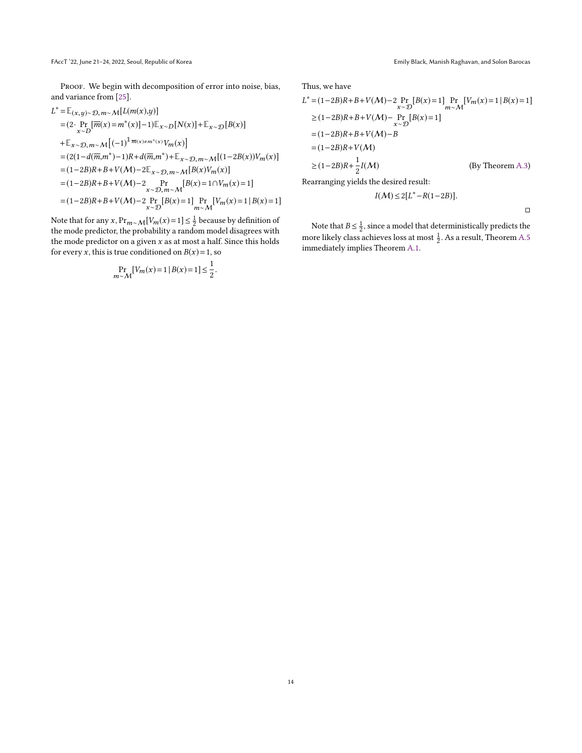Proof. We begin with decomposition of error into noise, bias, and variance from [25].

$$
\begin{aligned}
L^* &= \mathbb{E}_{(x,y)\sim\mathcal{D},\, m\sim\mathcal{M}}[L(m(x),y)] \\
&= (2\cdot \Pr_{x\sim D}[\overline{m}(x)=m^*(x)]-1)\mathbb{E}_{x\sim D}[N(x)] + \mathbb{E}_{x\sim\mathcal{D}}[B(x)] \\
&\quad + \mathbb{E}_{x\sim\mathcal{D},\, m\sim\mathcal{M}}\left[(-1)^{\mathbb{1}\,\overline{m}(x)\neq m^*(x)} V_m(x)\right] \\
&= (2(1-d(\overline{m},m^*)-1)R + d(\overline{m},m^*) + \mathbb{E}_{x\sim\mathcal{D},\, m\sim\mathcal{M}}[(1-2B(x))V_m(x)] \\
&= (1-2B)R + B + V(\mathcal{M}) - 2\mathbb{E}_{x\sim\mathcal{D},\, m\sim\mathcal{M}}[B(x)V_m(x)] \\
&= (1-2B)R + B + V(\mathcal{M}) - 2\Pr_{x\sim\mathcal{D},\, m\sim\mathcal{M}}[B(x)=1 \cap V_m(x)=1] \\
&= (1-2B)R + B + V(\mathcal{M}) - 2\Pr_{x\sim\mathcal{D}}[B(x)=1]\Pr_{m\sim\mathcal{M}}[V_m(x)=1 \mid B(x)=1]
\end{aligned}
$$

Note that for any $x$, $\Pr_{m\sim\mathcal{M}}[V_m(x)=1] \le \frac{1}{2}$ because by definition of the mode predictor, the probability a random model disagrees with the mode predictor on a given $x$ as at most a half. Since this holds for every $x$, this is true conditioned on $B(x)=1$, so

$$
\Pr_{m\sim\mathcal{M}}[V_m(x)=1 \mid B(x)=1] \le \frac{1}{2}.
$$

Thus, we have

$$
\begin{aligned}
L^* &= (1-2B)R + B + V(\mathcal{M}) - 2\Pr_{x\sim\mathcal{D}}[B(x)=1]\Pr_{m\sim\mathcal{M}}[V_m(x)=1 \mid B(x)=1] \\
&\ge (1-2B)R + B + V(\mathcal{M}) - \Pr_{x\sim\mathcal{D}}[B(x)=1] \\
&= (1-2B)R + B + V(\mathcal{M}) - B \\
&= (1-2B)R + V(\mathcal{M}) \\
&\ge (1-2B)R + \frac{1}{2}I(\mathcal{M}) \qquad \text{(By Theorem A.3)}
\end{aligned}
$$

Rearranging yields the desired result:

$$
I(\mathcal{M}) \le 2[L^* - R(1-2B)].
$$

□

Note that $B \le \frac{1}{2}$, since a model that deterministically predicts the more likely class achieves loss at most $\frac{1}{2}$. As a result, Theorem A.5 immediately implies Theorem A.1.